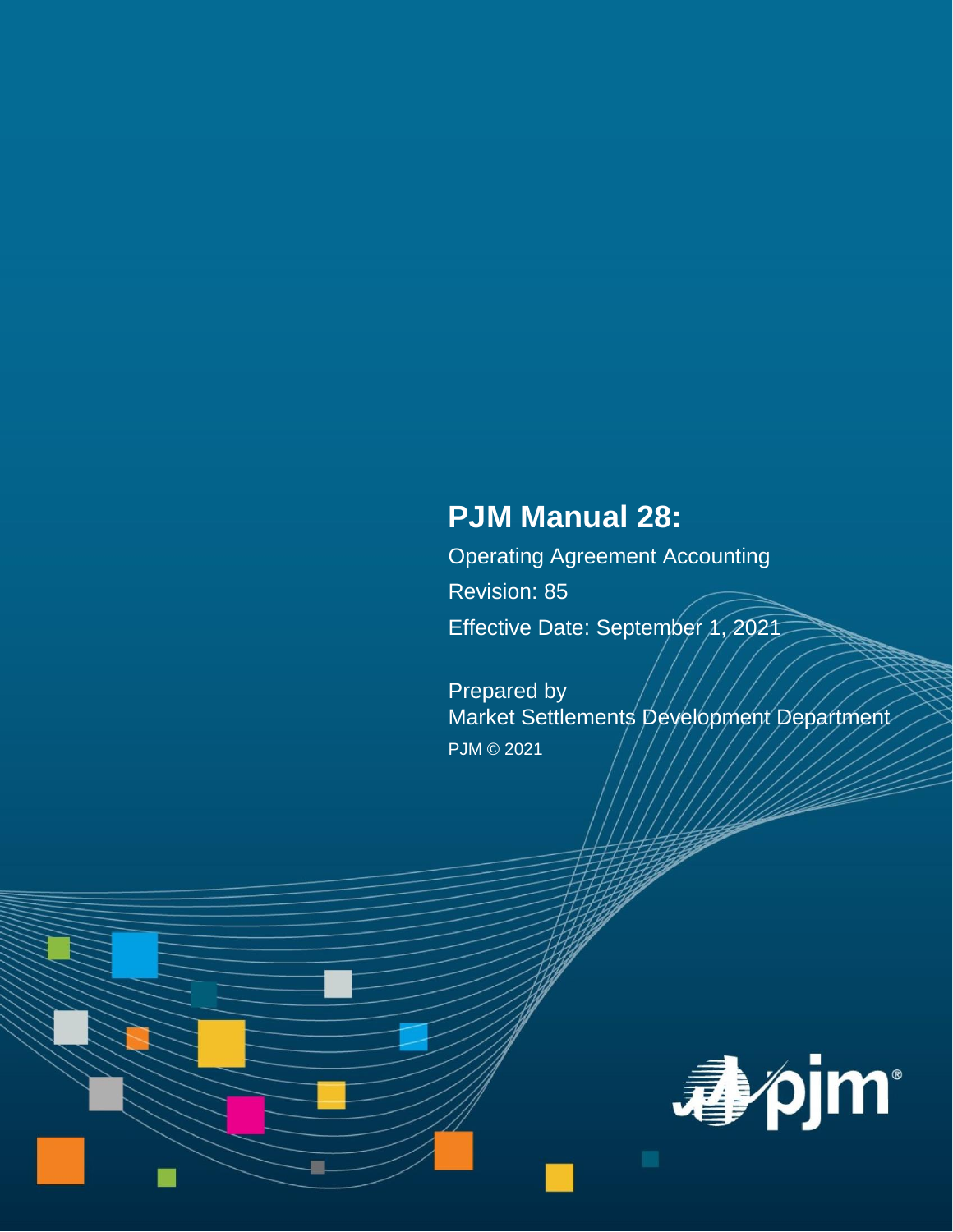# PJM Manual 28:

Operating Agreement Accounting

Revision: 85

Effective Date: September 1, 2021

Prepared by

Market Settlements Development Department

PJM © 2021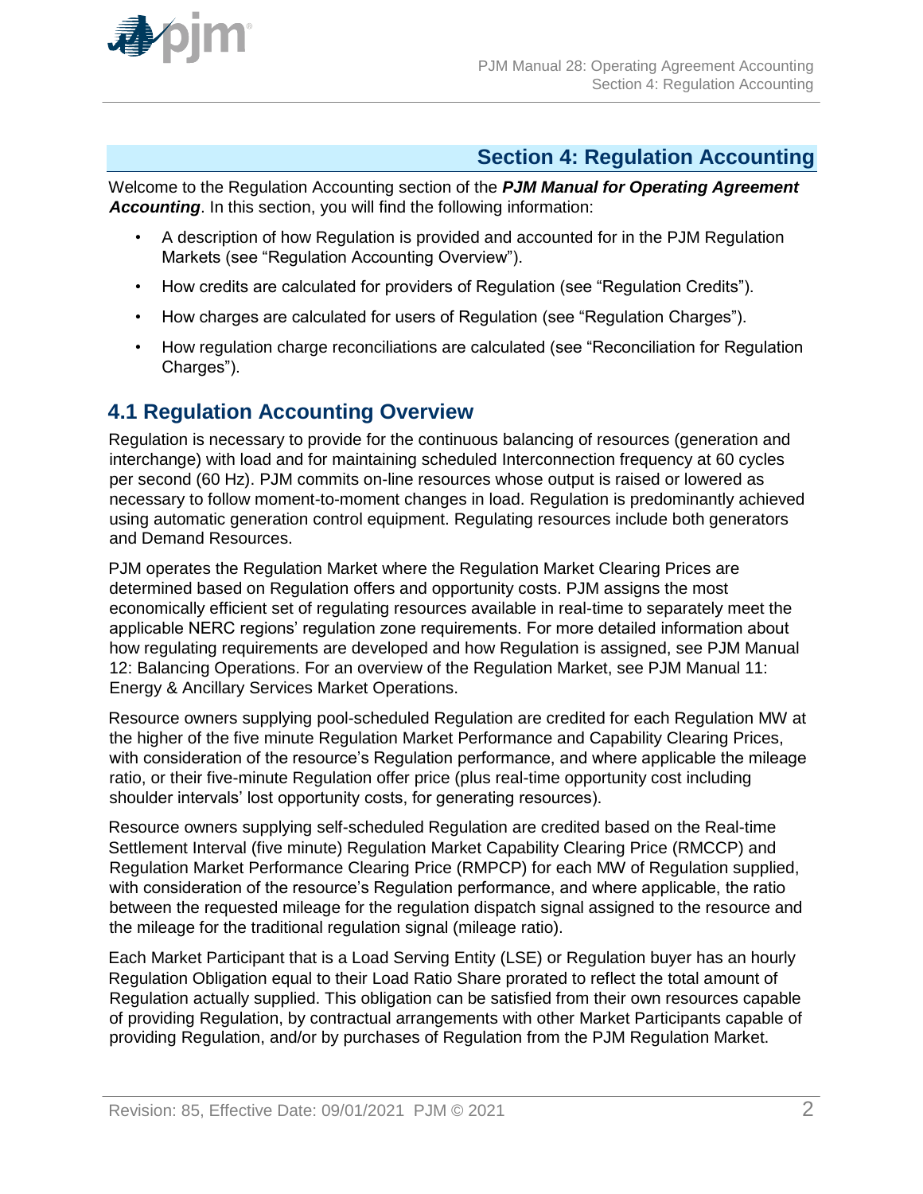# Section 4: Regulation Accounting

Welcome to the Regulation Accounting section of the ***PJM Manual for Operating Agreement Accounting***. In this section, you will find the following information:

- A description of how Regulation is provided and accounted for in the PJM Regulation Markets (see "Regulation Accounting Overview").
- How credits are calculated for providers of Regulation (see "Regulation Credits").
- How charges are calculated for users of Regulation (see "Regulation Charges").
- How regulation charge reconciliations are calculated (see "Reconciliation for Regulation Charges").

## 4.1 Regulation Accounting Overview

Regulation is necessary to provide for the continuous balancing of resources (generation and interchange) with load and for maintaining scheduled Interconnection frequency at 60 cycles per second (60 Hz). PJM commits on-line resources whose output is raised or lowered as necessary to follow moment-to-moment changes in load. Regulation is predominantly achieved using automatic generation control equipment. Regulating resources include both generators and Demand Resources.

PJM operates the Regulation Market where the Regulation Market Clearing Prices are determined based on Regulation offers and opportunity costs. PJM assigns the most economically efficient set of regulating resources available in real-time to separately meet the applicable NERC regions' regulation zone requirements. For more detailed information about how regulating requirements are developed and how Regulation is assigned, see PJM Manual 12: Balancing Operations. For an overview of the Regulation Market, see PJM Manual 11: Energy & Ancillary Services Market Operations.

Resource owners supplying pool-scheduled Regulation are credited for each Regulation MW at the higher of the five minute Regulation Market Performance and Capability Clearing Prices, with consideration of the resource's Regulation performance, and where applicable the mileage ratio, or their five-minute Regulation offer price (plus real-time opportunity cost including shoulder intervals' lost opportunity costs, for generating resources).

Resource owners supplying self-scheduled Regulation are credited based on the Real-time Settlement Interval (five minute) Regulation Market Capability Clearing Price (RMCCP) and Regulation Market Performance Clearing Price (RMPCP) for each MW of Regulation supplied, with consideration of the resource's Regulation performance, and where applicable, the ratio between the requested mileage for the regulation dispatch signal assigned to the resource and the mileage for the traditional regulation signal (mileage ratio).

Each Market Participant that is a Load Serving Entity (LSE) or Regulation buyer has an hourly Regulation Obligation equal to their Load Ratio Share prorated to reflect the total amount of Regulation actually supplied. This obligation can be satisfied from their own resources capable of providing Regulation, by contractual arrangements with other Market Participants capable of providing Regulation, and/or by purchases of Regulation from the PJM Regulation Market.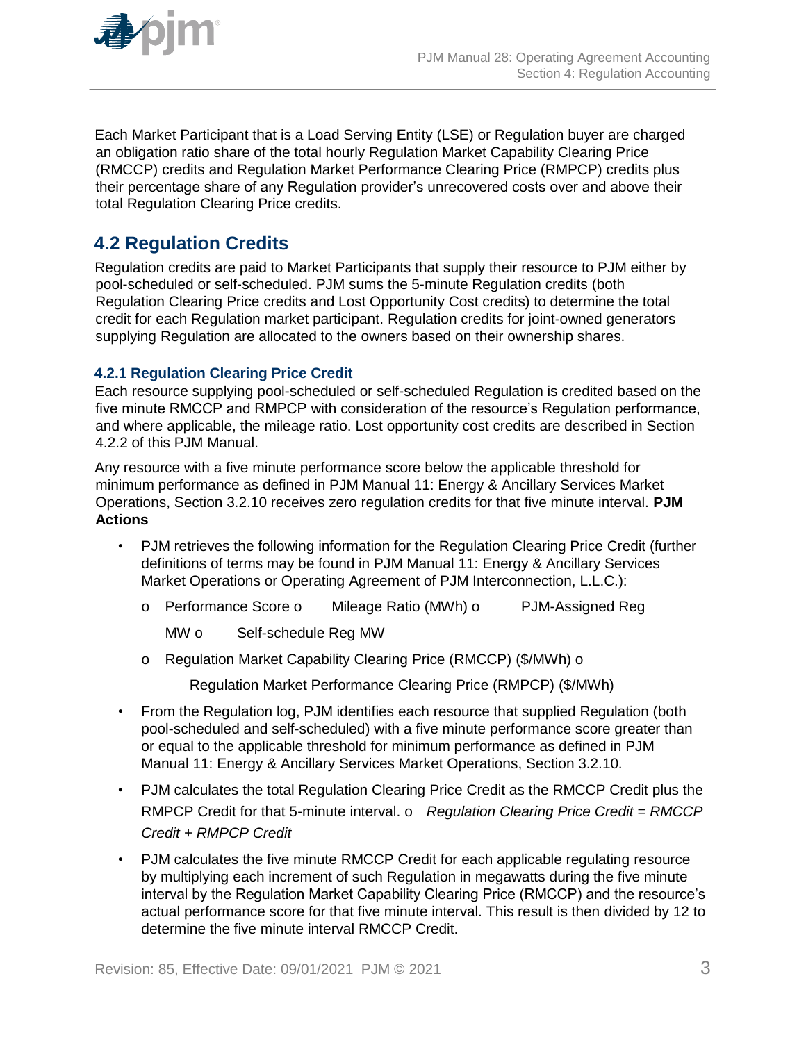Each Market Participant that is a Load Serving Entity (LSE) or Regulation buyer are charged an obligation ratio share of the total hourly Regulation Market Capability Clearing Price (RMCCP) credits and Regulation Market Performance Clearing Price (RMPCP) credits plus their percentage share of any Regulation provider's unrecovered costs over and above their total Regulation Clearing Price credits.

## 4.2 Regulation Credits

Regulation credits are paid to Market Participants that supply their resource to PJM either by pool-scheduled or self-scheduled. PJM sums the 5-minute Regulation credits (both Regulation Clearing Price credits and Lost Opportunity Cost credits) to determine the total credit for each Regulation market participant. Regulation credits for joint-owned generators supplying Regulation are allocated to the owners based on their ownership shares.

### 4.2.1 Regulation Clearing Price Credit

Each resource supplying pool-scheduled or self-scheduled Regulation is credited based on the five minute RMCCP and RMPCP with consideration of the resource's Regulation performance, and where applicable, the mileage ratio. Lost opportunity cost credits are described in Section 4.2.2 of this PJM Manual.

Any resource with a five minute performance score below the applicable threshold for minimum performance as defined in PJM Manual 11: Energy & Ancillary Services Market Operations, Section 3.2.10 receives zero regulation credits for that five minute interval. **PJM Actions**

- PJM retrieves the following information for the Regulation Clearing Price Credit (further definitions of terms may be found in PJM Manual 11: Energy & Ancillary Services Market Operations or Operating Agreement of PJM Interconnection, L.L.C.):
  - Performance Score
  - Mileage Ratio (MWh)
  - PJM-Assigned Reg MW
  - Self-schedule Reg MW
  - Regulation Market Capability Clearing Price (RMCCP) ($/MWh)
  - Regulation Market Performance Clearing Price (RMPCP) ($/MWh)
- From the Regulation log, PJM identifies each resource that supplied Regulation (both pool-scheduled and self-scheduled) with a five minute performance score greater than or equal to the applicable threshold for minimum performance as defined in PJM Manual 11: Energy & Ancillary Services Market Operations, Section 3.2.10.
- PJM calculates the total Regulation Clearing Price Credit as the RMCCP Credit plus the RMPCP Credit for that 5-minute interval.
  - *Regulation Clearing Price Credit = RMCCP Credit + RMPCP Credit*
- PJM calculates the five minute RMCCP Credit for each applicable regulating resource by multiplying each increment of such Regulation in megawatts during the five minute interval by the Regulation Market Capability Clearing Price (RMCCP) and the resource's actual performance score for that five minute interval. This result is then divided by 12 to determine the five minute interval RMCCP Credit.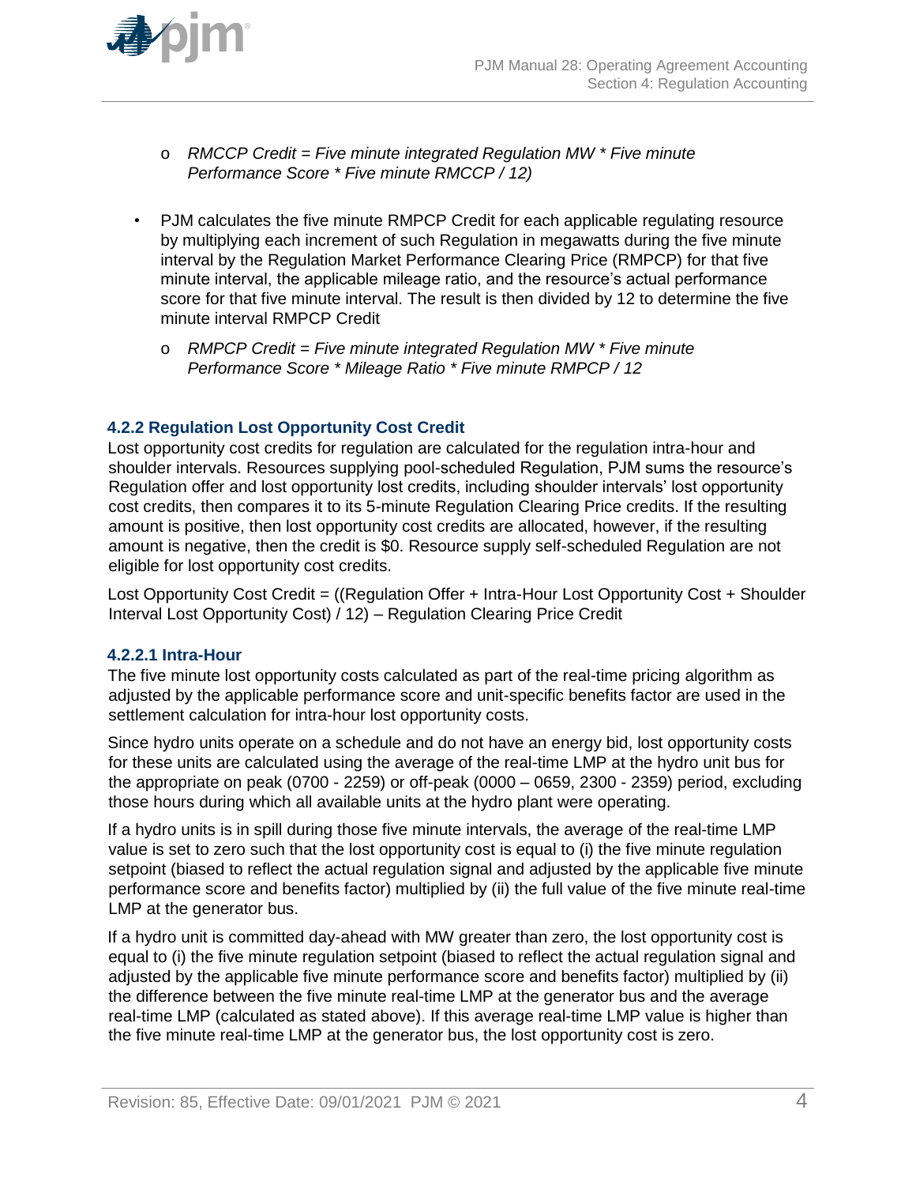- *RMCCP Credit = Five minute integrated Regulation MW * Five minute Performance Score * Five minute RMCCP / 12)*

- PJM calculates the five minute RMPCP Credit for each applicable regulating resource by multiplying each increment of such Regulation in megawatts during the five minute interval by the Regulation Market Performance Clearing Price (RMPCP) for that five minute interval, the applicable mileage ratio, and the resource's actual performance score for that five minute interval. The result is then divided by 12 to determine the five minute interval RMPCP Credit
  - *RMPCP Credit = Five minute integrated Regulation MW * Five minute Performance Score * Mileage Ratio * Five minute RMPCP / 12*

### 4.2.2 Regulation Lost Opportunity Cost Credit

Lost opportunity cost credits for regulation are calculated for the regulation intra-hour and shoulder intervals. Resources supplying pool-scheduled Regulation, PJM sums the resource's Regulation offer and lost opportunity lost credits, including shoulder intervals' lost opportunity cost credits, then compares it to its 5-minute Regulation Clearing Price credits. If the resulting amount is positive, then lost opportunity cost credits are allocated, however, if the resulting amount is negative, then the credit is $0. Resource supply self-scheduled Regulation are not eligible for lost opportunity cost credits.

Lost Opportunity Cost Credit = ((Regulation Offer + Intra-Hour Lost Opportunity Cost + Shoulder Interval Lost Opportunity Cost) / 12) – Regulation Clearing Price Credit

#### 4.2.2.1 Intra-Hour

The five minute lost opportunity costs calculated as part of the real-time pricing algorithm as adjusted by the applicable performance score and unit-specific benefits factor are used in the settlement calculation for intra-hour lost opportunity costs.

Since hydro units operate on a schedule and do not have an energy bid, lost opportunity costs for these units are calculated using the average of the real-time LMP at the hydro unit bus for the appropriate on peak (0700 - 2259) or off-peak (0000 – 0659, 2300 - 2359) period, excluding those hours during which all available units at the hydro plant were operating.

If a hydro units is in spill during those five minute intervals, the average of the real-time LMP value is set to zero such that the lost opportunity cost is equal to (i) the five minute regulation setpoint (biased to reflect the actual regulation signal and adjusted by the applicable five minute performance score and benefits factor) multiplied by (ii) the full value of the five minute real-time LMP at the generator bus.

If a hydro unit is committed day-ahead with MW greater than zero, the lost opportunity cost is equal to (i) the five minute regulation setpoint (biased to reflect the actual regulation signal and adjusted by the applicable five minute performance score and benefits factor) multiplied by (ii) the difference between the five minute real-time LMP at the generator bus and the average real-time LMP (calculated as stated above). If this average real-time LMP value is higher than the five minute real-time LMP at the generator bus, the lost opportunity cost is zero.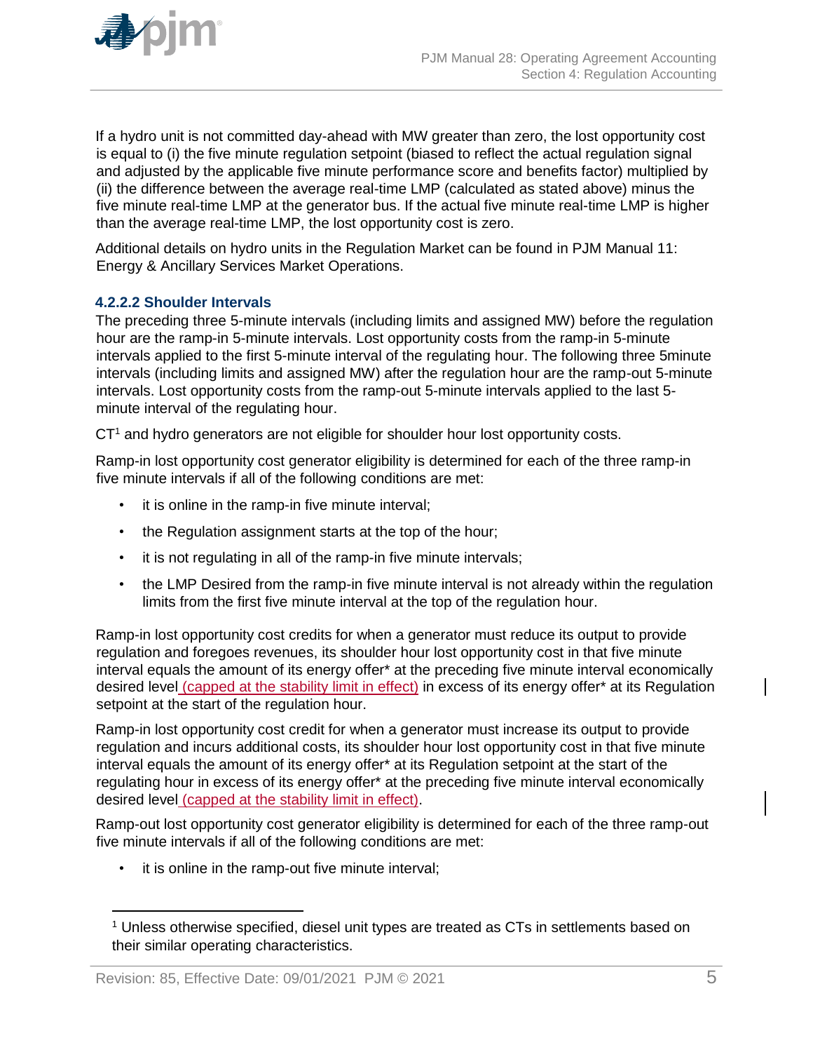If a hydro unit is not committed day-ahead with MW greater than zero, the lost opportunity cost is equal to (i) the five minute regulation setpoint (biased to reflect the actual regulation signal and adjusted by the applicable five minute performance score and benefits factor) multiplied by (ii) the difference between the average real-time LMP (calculated as stated above) minus the five minute real-time LMP at the generator bus. If the actual five minute real-time LMP is higher than the average real-time LMP, the lost opportunity cost is zero.

Additional details on hydro units in the Regulation Market can be found in PJM Manual 11: Energy & Ancillary Services Market Operations.

#### 4.2.2.2 Shoulder Intervals

The preceding three 5-minute intervals (including limits and assigned MW) before the regulation hour are the ramp-in 5-minute intervals. Lost opportunity costs from the ramp-in 5-minute intervals applied to the first 5-minute interval of the regulating hour. The following three 5minute intervals (including limits and assigned MW) after the regulation hour are the ramp-out 5-minute intervals. Lost opportunity costs from the ramp-out 5-minute intervals applied to the last 5-minute interval of the regulating hour.

CT[1] and hydro generators are not eligible for shoulder hour lost opportunity costs.

Ramp-in lost opportunity cost generator eligibility is determined for each of the three ramp-in five minute intervals if all of the following conditions are met:

- it is online in the ramp-in five minute interval;
- the Regulation assignment starts at the top of the hour;
- it is not regulating in all of the ramp-in five minute intervals;
- the LMP Desired from the ramp-in five minute interval is not already within the regulation limits from the first five minute interval at the top of the regulation hour.

Ramp-in lost opportunity cost credits for when a generator must reduce its output to provide regulation and foregoes revenues, its shoulder hour lost opportunity cost in that five minute interval equals the amount of its energy offer* at the preceding five minute interval economically desired level (capped at the stability limit in effect) in excess of its energy offer* at its Regulation setpoint at the start of the regulation hour.

Ramp-in lost opportunity cost credit for when a generator must increase its output to provide regulation and incurs additional costs, its shoulder hour lost opportunity cost in that five minute interval equals the amount of its energy offer* at its Regulation setpoint at the start of the regulating hour in excess of its energy offer* at the preceding five minute interval economically desired level (capped at the stability limit in effect).

Ramp-out lost opportunity cost generator eligibility is determined for each of the three ramp-out five minute intervals if all of the following conditions are met:

- it is online in the ramp-out five minute interval;

[1] Unless otherwise specified, diesel unit types are treated as CTs in settlements based on their similar operating characteristics.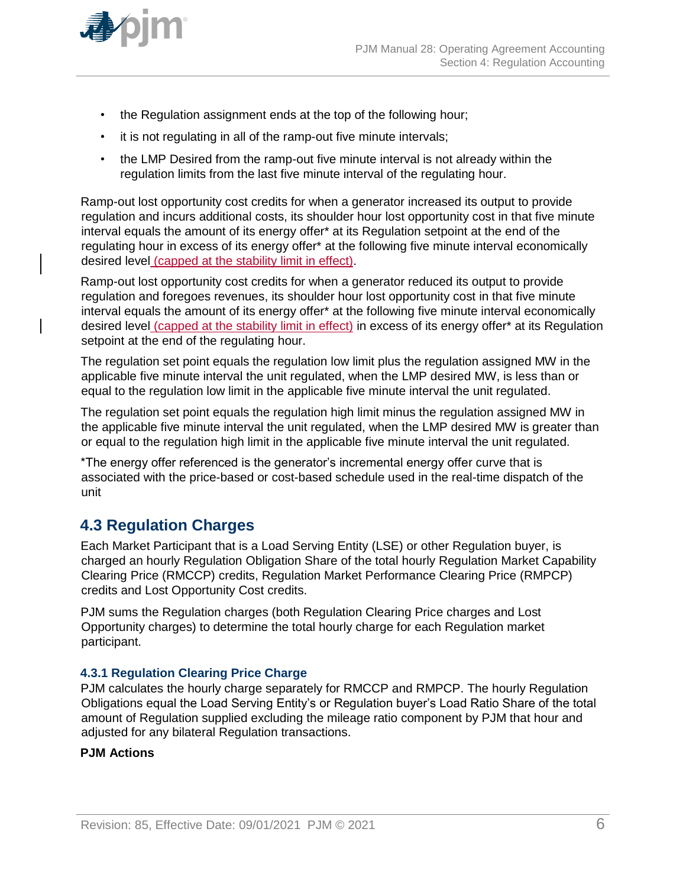- the Regulation assignment ends at the top of the following hour;
- it is not regulating in all of the ramp-out five minute intervals;
- the LMP Desired from the ramp-out five minute interval is not already within the regulation limits from the last five minute interval of the regulating hour.

Ramp-out lost opportunity cost credits for when a generator increased its output to provide regulation and incurs additional costs, its shoulder hour lost opportunity cost in that five minute interval equals the amount of its energy offer* at its Regulation setpoint at the end of the regulating hour in excess of its energy offer* at the following five minute interval economically desired level (capped at the stability limit in effect).

Ramp-out lost opportunity cost credits for when a generator reduced its output to provide regulation and foregoes revenues, its shoulder hour lost opportunity cost in that five minute interval equals the amount of its energy offer* at the following five minute interval economically desired level (capped at the stability limit in effect) in excess of its energy offer* at its Regulation setpoint at the end of the regulating hour.

The regulation set point equals the regulation low limit plus the regulation assigned MW in the applicable five minute interval the unit regulated, when the LMP desired MW, is less than or equal to the regulation low limit in the applicable five minute interval the unit regulated.

The regulation set point equals the regulation high limit minus the regulation assigned MW in the applicable five minute interval the unit regulated, when the LMP desired MW is greater than or equal to the regulation high limit in the applicable five minute interval the unit regulated.

*The energy offer referenced is the generator's incremental energy offer curve that is associated with the price-based or cost-based schedule used in the real-time dispatch of the unit

## 4.3 Regulation Charges

Each Market Participant that is a Load Serving Entity (LSE) or other Regulation buyer, is charged an hourly Regulation Obligation Share of the total hourly Regulation Market Capability Clearing Price (RMCCP) credits, Regulation Market Performance Clearing Price (RMPCP) credits and Lost Opportunity Cost credits.

PJM sums the Regulation charges (both Regulation Clearing Price charges and Lost Opportunity charges) to determine the total hourly charge for each Regulation market participant.

### 4.3.1 Regulation Clearing Price Charge

PJM calculates the hourly charge separately for RMCCP and RMPCP. The hourly Regulation Obligations equal the Load Serving Entity's or Regulation buyer's Load Ratio Share of the total amount of Regulation supplied excluding the mileage ratio component by PJM that hour and adjusted for any bilateral Regulation transactions.

**PJM Actions**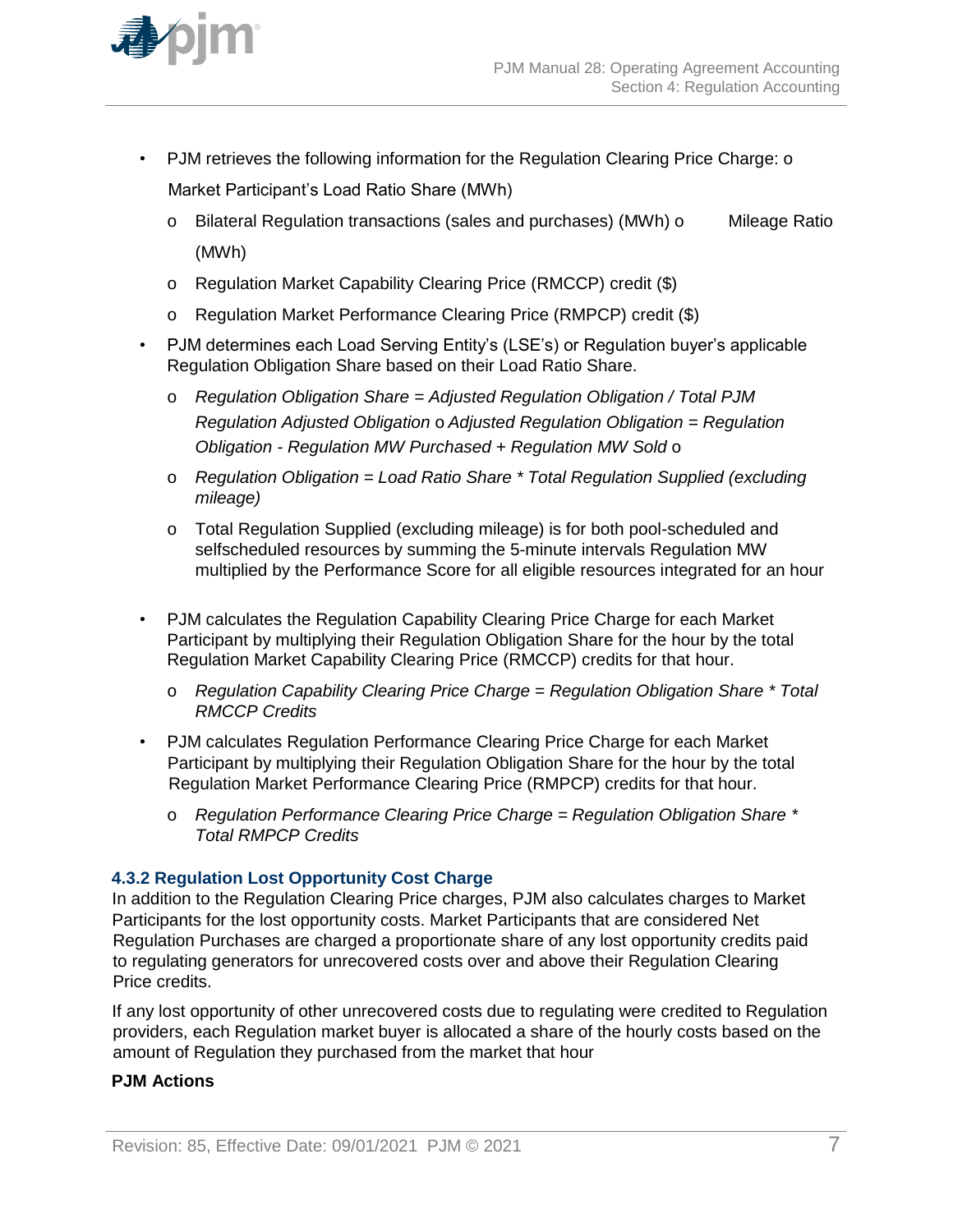- PJM retrieves the following information for the Regulation Clearing Price Charge: o Market Participant's Load Ratio Share (MWh)
    - Bilateral Regulation transactions (sales and purchases) (MWh) o Mileage Ratio (MWh)
    - Regulation Market Capability Clearing Price (RMCCP) credit ($)
    - Regulation Market Performance Clearing Price (RMPCP) credit ($)
- PJM determines each Load Serving Entity's (LSE's) or Regulation buyer's applicable Regulation Obligation Share based on their Load Ratio Share.
    - *Regulation Obligation Share = Adjusted Regulation Obligation / Total PJM Regulation Adjusted Obligation* o *Adjusted Regulation Obligation = Regulation Obligation - Regulation MW Purchased + Regulation MW Sold* o
    - *Regulation Obligation = Load Ratio Share * Total Regulation Supplied (excluding mileage)*
    - Total Regulation Supplied (excluding mileage) is for both pool-scheduled and selfscheduled resources by summing the 5-minute intervals Regulation MW multiplied by the Performance Score for all eligible resources integrated for an hour
- PJM calculates the Regulation Capability Clearing Price Charge for each Market Participant by multiplying their Regulation Obligation Share for the hour by the total Regulation Market Capability Clearing Price (RMCCP) credits for that hour.
    - *Regulation Capability Clearing Price Charge = Regulation Obligation Share * Total RMCCP Credits*
- PJM calculates Regulation Performance Clearing Price Charge for each Market Participant by multiplying their Regulation Obligation Share for the hour by the total Regulation Market Performance Clearing Price (RMPCP) credits for that hour.
    - *Regulation Performance Clearing Price Charge = Regulation Obligation Share * Total RMPCP Credits*

### 4.3.2 Regulation Lost Opportunity Cost Charge

In addition to the Regulation Clearing Price charges, PJM also calculates charges to Market Participants for the lost opportunity costs. Market Participants that are considered Net Regulation Purchases are charged a proportionate share of any lost opportunity credits paid to regulating generators for unrecovered costs over and above their Regulation Clearing Price credits.

If any lost opportunity of other unrecovered costs due to regulating were credited to Regulation providers, each Regulation market buyer is allocated a share of the hourly costs based on the amount of Regulation they purchased from the market that hour

**PJM Actions**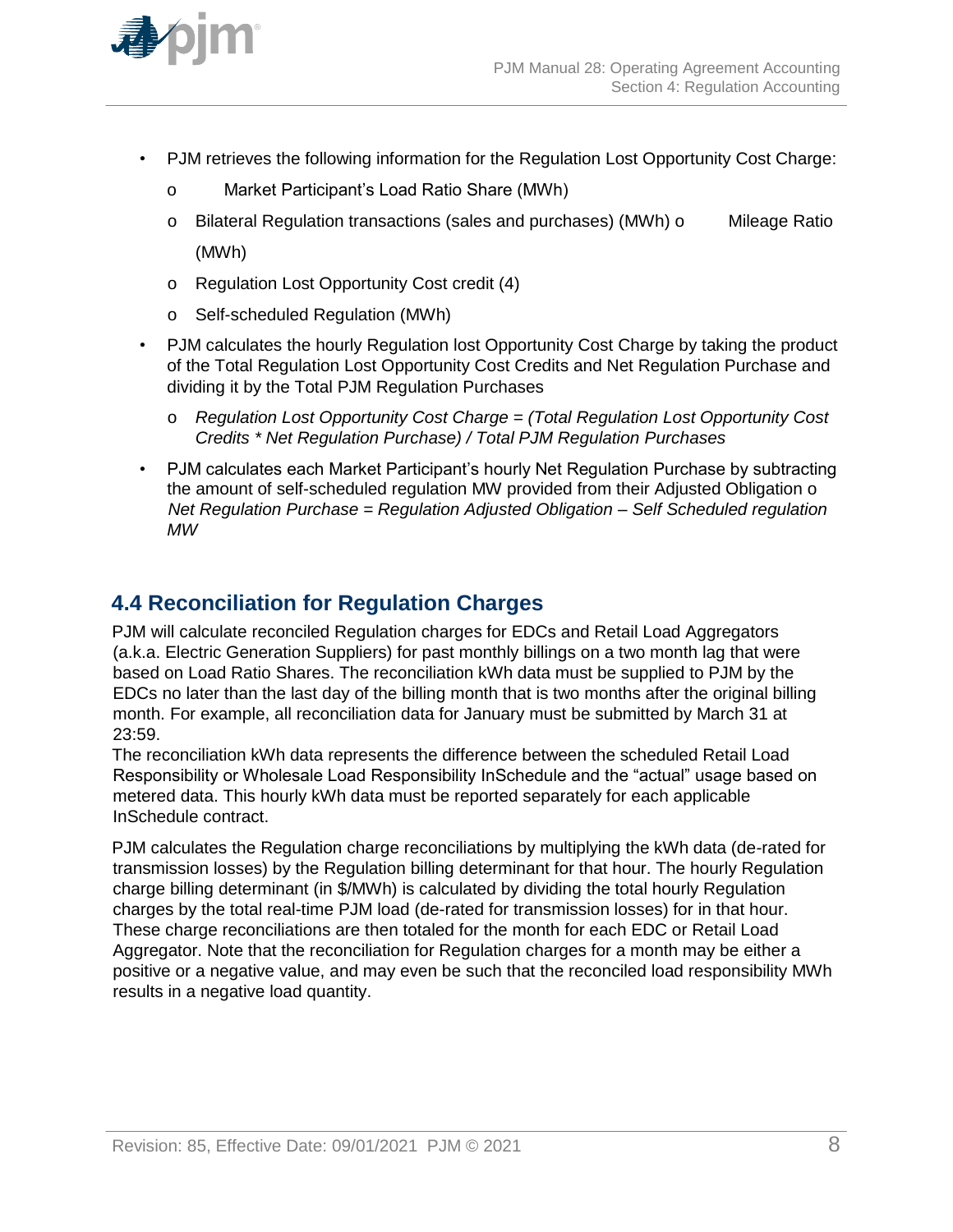- PJM retrieves the following information for the Regulation Lost Opportunity Cost Charge:
  - Market Participant's Load Ratio Share (MWh)
  - Bilateral Regulation transactions (sales and purchases) (MWh)
  - Mileage Ratio (MWh)
  - Regulation Lost Opportunity Cost credit (4)
  - Self-scheduled Regulation (MWh)
- PJM calculates the hourly Regulation lost Opportunity Cost Charge by taking the product of the Total Regulation Lost Opportunity Cost Credits and Net Regulation Purchase and dividing it by the Total PJM Regulation Purchases
  - *Regulation Lost Opportunity Cost Charge = (Total Regulation Lost Opportunity Cost Credits * Net Regulation Purchase) / Total PJM Regulation Purchases*
- PJM calculates each Market Participant's hourly Net Regulation Purchase by subtracting the amount of self-scheduled regulation MW provided from their Adjusted Obligation
  - *Net Regulation Purchase = Regulation Adjusted Obligation – Self Scheduled regulation MW*

## 4.4 Reconciliation for Regulation Charges

PJM will calculate reconciled Regulation charges for EDCs and Retail Load Aggregators (a.k.a. Electric Generation Suppliers) for past monthly billings on a two month lag that were based on Load Ratio Shares. The reconciliation kWh data must be supplied to PJM by the EDCs no later than the last day of the billing month that is two months after the original billing month. For example, all reconciliation data for January must be submitted by March 31 at 23:59.

The reconciliation kWh data represents the difference between the scheduled Retail Load Responsibility or Wholesale Load Responsibility InSchedule and the "actual" usage based on metered data. This hourly kWh data must be reported separately for each applicable InSchedule contract.

PJM calculates the Regulation charge reconciliations by multiplying the kWh data (de-rated for transmission losses) by the Regulation billing determinant for that hour. The hourly Regulation charge billing determinant (in $/MWh) is calculated by dividing the total hourly Regulation charges by the total real-time PJM load (de-rated for transmission losses) for in that hour. These charge reconciliations are then totaled for the month for each EDC or Retail Load Aggregator. Note that the reconciliation for Regulation charges for a month may be either a positive or a negative value, and may even be such that the reconciled load responsibility MWh results in a negative load quantity.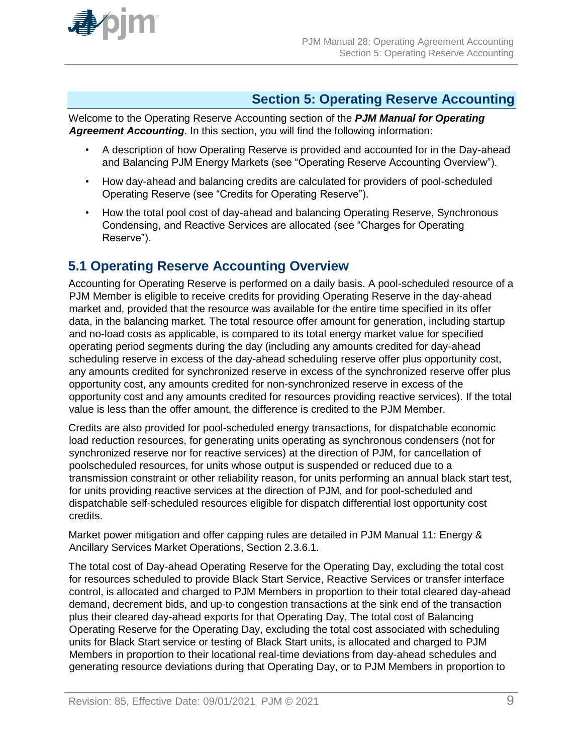# Section 5: Operating Reserve Accounting

Welcome to the Operating Reserve Accounting section of the ***PJM Manual for Operating Agreement Accounting***. In this section, you will find the following information:

- A description of how Operating Reserve is provided and accounted for in the Day-ahead and Balancing PJM Energy Markets (see "Operating Reserve Accounting Overview").
- How day-ahead and balancing credits are calculated for providers of pool-scheduled Operating Reserve (see "Credits for Operating Reserve").
- How the total pool cost of day-ahead and balancing Operating Reserve, Synchronous Condensing, and Reactive Services are allocated (see "Charges for Operating Reserve").

## 5.1 Operating Reserve Accounting Overview

Accounting for Operating Reserve is performed on a daily basis. A pool-scheduled resource of a PJM Member is eligible to receive credits for providing Operating Reserve in the day-ahead market and, provided that the resource was available for the entire time specified in its offer data, in the balancing market. The total resource offer amount for generation, including startup and no-load costs as applicable, is compared to its total energy market value for specified operating period segments during the day (including any amounts credited for day-ahead scheduling reserve in excess of the day-ahead scheduling reserve offer plus opportunity cost, any amounts credited for synchronized reserve in excess of the synchronized reserve offer plus opportunity cost, any amounts credited for non-synchronized reserve in excess of the opportunity cost and any amounts credited for resources providing reactive services). If the total value is less than the offer amount, the difference is credited to the PJM Member.

Credits are also provided for pool-scheduled energy transactions, for dispatchable economic load reduction resources, for generating units operating as synchronous condensers (not for synchronized reserve nor for reactive services) at the direction of PJM, for cancellation of poolscheduled resources, for units whose output is suspended or reduced due to a transmission constraint or other reliability reason, for units performing an annual black start test, for units providing reactive services at the direction of PJM, and for pool-scheduled and dispatchable self-scheduled resources eligible for dispatch differential lost opportunity cost credits.

Market power mitigation and offer capping rules are detailed in PJM Manual 11: Energy & Ancillary Services Market Operations, Section 2.3.6.1.

The total cost of Day-ahead Operating Reserve for the Operating Day, excluding the total cost for resources scheduled to provide Black Start Service, Reactive Services or transfer interface control, is allocated and charged to PJM Members in proportion to their total cleared day-ahead demand, decrement bids, and up-to congestion transactions at the sink end of the transaction plus their cleared day-ahead exports for that Operating Day. The total cost of Balancing Operating Reserve for the Operating Day, excluding the total cost associated with scheduling units for Black Start service or testing of Black Start units, is allocated and charged to PJM Members in proportion to their locational real-time deviations from day-ahead schedules and generating resource deviations during that Operating Day, or to PJM Members in proportion to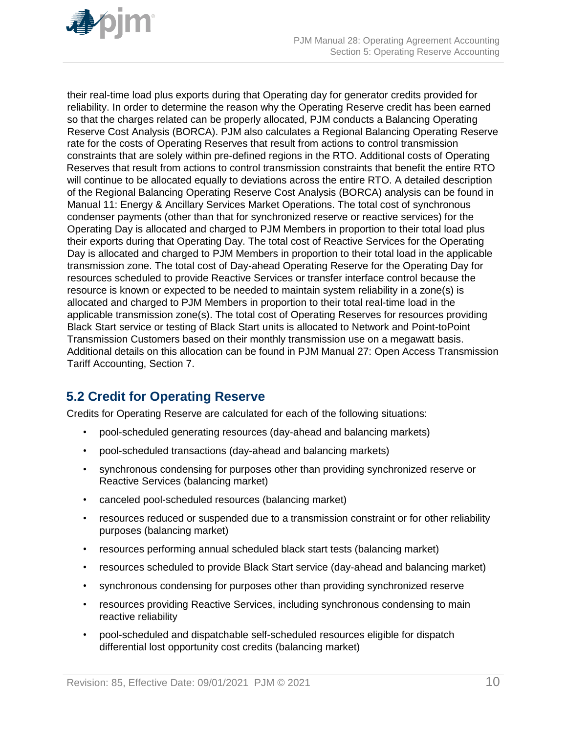their real-time load plus exports during that Operating day for generator credits provided for reliability. In order to determine the reason why the Operating Reserve credit has been earned so that the charges related can be properly allocated, PJM conducts a Balancing Operating Reserve Cost Analysis (BORCA). PJM also calculates a Regional Balancing Operating Reserve rate for the costs of Operating Reserves that result from actions to control transmission constraints that are solely within pre-defined regions in the RTO. Additional costs of Operating Reserves that result from actions to control transmission constraints that benefit the entire RTO will continue to be allocated equally to deviations across the entire RTO. A detailed description of the Regional Balancing Operating Reserve Cost Analysis (BORCA) analysis can be found in Manual 11: Energy & Ancillary Services Market Operations. The total cost of synchronous condenser payments (other than that for synchronized reserve or reactive services) for the Operating Day is allocated and charged to PJM Members in proportion to their total load plus their exports during that Operating Day. The total cost of Reactive Services for the Operating Day is allocated and charged to PJM Members in proportion to their total load in the applicable transmission zone. The total cost of Day-ahead Operating Reserve for the Operating Day for resources scheduled to provide Reactive Services or transfer interface control because the resource is known or expected to be needed to maintain system reliability in a zone(s) is allocated and charged to PJM Members in proportion to their total real-time load in the applicable transmission zone(s). The total cost of Operating Reserves for resources providing Black Start service or testing of Black Start units is allocated to Network and Point-toPoint Transmission Customers based on their monthly transmission use on a megawatt basis. Additional details on this allocation can be found in PJM Manual 27: Open Access Transmission Tariff Accounting, Section 7.

## 5.2 Credit for Operating Reserve

Credits for Operating Reserve are calculated for each of the following situations:

- pool-scheduled generating resources (day-ahead and balancing markets)
- pool-scheduled transactions (day-ahead and balancing markets)
- synchronous condensing for purposes other than providing synchronized reserve or Reactive Services (balancing market)
- canceled pool-scheduled resources (balancing market)
- resources reduced or suspended due to a transmission constraint or for other reliability purposes (balancing market)
- resources performing annual scheduled black start tests (balancing market)
- resources scheduled to provide Black Start service (day-ahead and balancing market)
- synchronous condensing for purposes other than providing synchronized reserve
- resources providing Reactive Services, including synchronous condensing to main reactive reliability
- pool-scheduled and dispatchable self-scheduled resources eligible for dispatch differential lost opportunity cost credits (balancing market)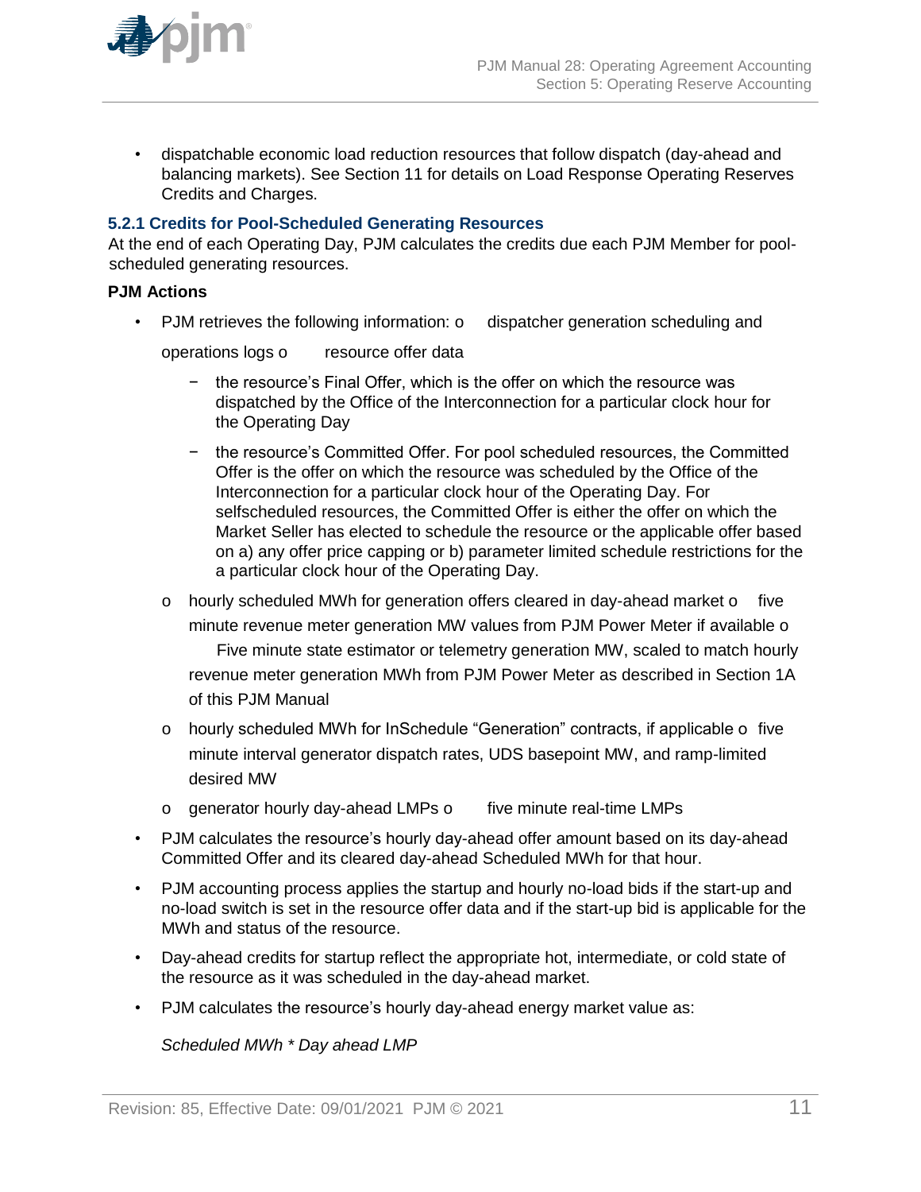- dispatchable economic load reduction resources that follow dispatch (day-ahead and balancing markets). See Section 11 for details on Load Response Operating Reserves Credits and Charges.

### 5.2.1 Credits for Pool-Scheduled Generating Resources

At the end of each Operating Day, PJM calculates the credits due each PJM Member for pool-scheduled generating resources.

**PJM Actions**

- PJM retrieves the following information:
  - dispatcher generation scheduling and operations logs
  - resource offer data
    - the resource's Final Offer, which is the offer on which the resource was dispatched by the Office of the Interconnection for a particular clock hour for the Operating Day
    - the resource's Committed Offer. For pool scheduled resources, the Committed Offer is the offer on which the resource was scheduled by the Office of the Interconnection for a particular clock hour of the Operating Day. For selfscheduled resources, the Committed Offer is either the offer on which the Market Seller has elected to schedule the resource or the applicable offer based on a) any offer price capping or b) parameter limited schedule restrictions for the a particular clock hour of the Operating Day.
  - hourly scheduled MWh for generation offers cleared in day-ahead market
  - five minute revenue meter generation MW values from PJM Power Meter if available
  - Five minute state estimator or telemetry generation MW, scaled to match hourly revenue meter generation MWh from PJM Power Meter as described in Section 1A of this PJM Manual
  - hourly scheduled MWh for InSchedule "Generation" contracts, if applicable
  - five minute interval generator dispatch rates, UDS basepoint MW, and ramp-limited desired MW
  - generator hourly day-ahead LMPs
  - five minute real-time LMPs
- PJM calculates the resource's hourly day-ahead offer amount based on its day-ahead Committed Offer and its cleared day-ahead Scheduled MWh for that hour.
- PJM accounting process applies the startup and hourly no-load bids if the start-up and no-load switch is set in the resource offer data and if the start-up bid is applicable for the MWh and status of the resource.
- Day-ahead credits for startup reflect the appropriate hot, intermediate, or cold state of the resource as it was scheduled in the day-ahead market.
- PJM calculates the resource's hourly day-ahead energy market value as:

  *Scheduled MWh * Day ahead LMP*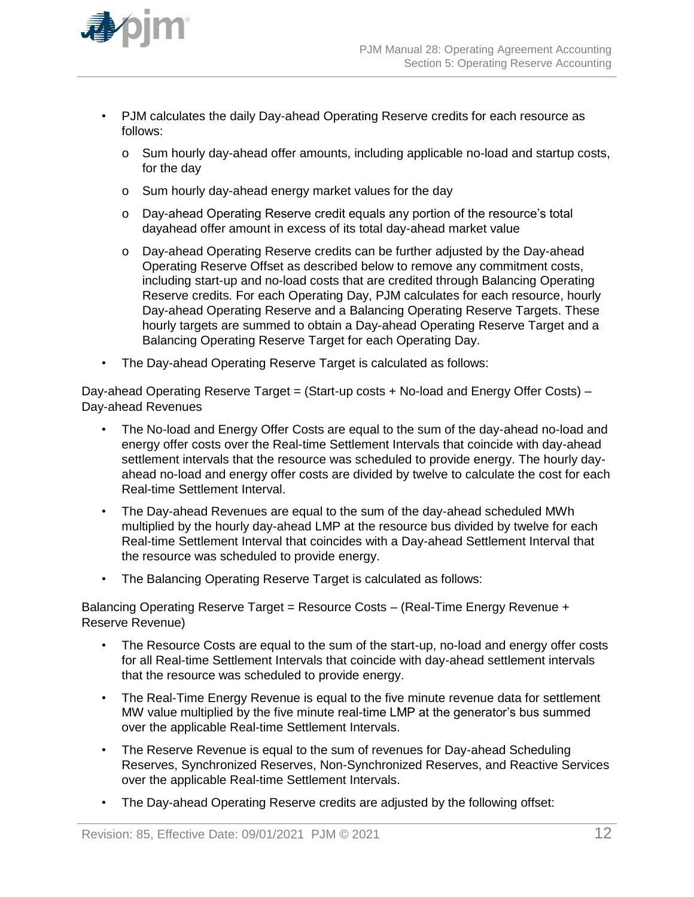- PJM calculates the daily Day-ahead Operating Reserve credits for each resource as follows:
  - Sum hourly day-ahead offer amounts, including applicable no-load and startup costs, for the day
  - Sum hourly day-ahead energy market values for the day
  - Day-ahead Operating Reserve credit equals any portion of the resource's total dayahead offer amount in excess of its total day-ahead market value
  - Day-ahead Operating Reserve credits can be further adjusted by the Day-ahead Operating Reserve Offset as described below to remove any commitment costs, including start-up and no-load costs that are credited through Balancing Operating Reserve credits. For each Operating Day, PJM calculates for each resource, hourly Day-ahead Operating Reserve and a Balancing Operating Reserve Targets. These hourly targets are summed to obtain a Day-ahead Operating Reserve Target and a Balancing Operating Reserve Target for each Operating Day.
- The Day-ahead Operating Reserve Target is calculated as follows:

Day-ahead Operating Reserve Target = (Start-up costs + No-load and Energy Offer Costs) – Day-ahead Revenues

- The No-load and Energy Offer Costs are equal to the sum of the day-ahead no-load and energy offer costs over the Real-time Settlement Intervals that coincide with day-ahead settlement intervals that the resource was scheduled to provide energy. The hourly day-ahead no-load and energy offer costs are divided by twelve to calculate the cost for each Real-time Settlement Interval.
- The Day-ahead Revenues are equal to the sum of the day-ahead scheduled MWh multiplied by the hourly day-ahead LMP at the resource bus divided by twelve for each Real-time Settlement Interval that coincides with a Day-ahead Settlement Interval that the resource was scheduled to provide energy.
- The Balancing Operating Reserve Target is calculated as follows:

Balancing Operating Reserve Target = Resource Costs – (Real-Time Energy Revenue + Reserve Revenue)

- The Resource Costs are equal to the sum of the start-up, no-load and energy offer costs for all Real-time Settlement Intervals that coincide with day-ahead settlement intervals that the resource was scheduled to provide energy.
- The Real-Time Energy Revenue is equal to the five minute revenue data for settlement MW value multiplied by the five minute real-time LMP at the generator's bus summed over the applicable Real-time Settlement Intervals.
- The Reserve Revenue is equal to the sum of revenues for Day-ahead Scheduling Reserves, Synchronized Reserves, Non-Synchronized Reserves, and Reactive Services over the applicable Real-time Settlement Intervals.
- The Day-ahead Operating Reserve credits are adjusted by the following offset: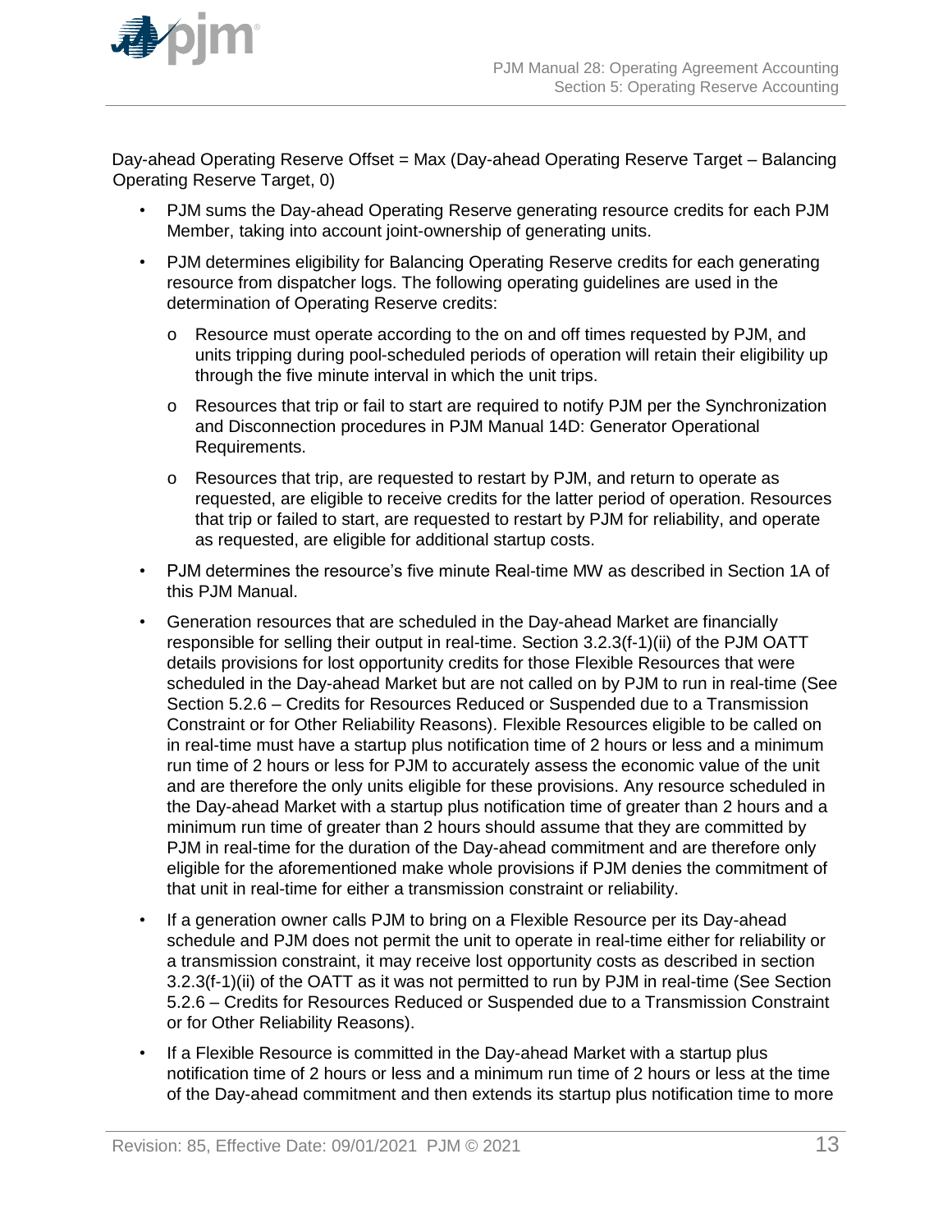Day-ahead Operating Reserve Offset = Max (Day-ahead Operating Reserve Target – Balancing Operating Reserve Target, 0)

- PJM sums the Day-ahead Operating Reserve generating resource credits for each PJM Member, taking into account joint-ownership of generating units.
- PJM determines eligibility for Balancing Operating Reserve credits for each generating resource from dispatcher logs. The following operating guidelines are used in the determination of Operating Reserve credits:
  - Resource must operate according to the on and off times requested by PJM, and units tripping during pool-scheduled periods of operation will retain their eligibility up through the five minute interval in which the unit trips.
  - Resources that trip or fail to start are required to notify PJM per the Synchronization and Disconnection procedures in PJM Manual 14D: Generator Operational Requirements.
  - Resources that trip, are requested to restart by PJM, and return to operate as requested, are eligible to receive credits for the latter period of operation. Resources that trip or failed to start, are requested to restart by PJM for reliability, and operate as requested, are eligible for additional startup costs.
- PJM determines the resource's five minute Real-time MW as described in Section 1A of this PJM Manual.
- Generation resources that are scheduled in the Day-ahead Market are financially responsible for selling their output in real-time. Section 3.2.3(f-1)(ii) of the PJM OATT details provisions for lost opportunity credits for those Flexible Resources that were scheduled in the Day-ahead Market but are not called on by PJM to run in real-time (See Section 5.2.6 – Credits for Resources Reduced or Suspended due to a Transmission Constraint or for Other Reliability Reasons). Flexible Resources eligible to be called on in real-time must have a startup plus notification time of 2 hours or less and a minimum run time of 2 hours or less for PJM to accurately assess the economic value of the unit and are therefore the only units eligible for these provisions. Any resource scheduled in the Day-ahead Market with a startup plus notification time of greater than 2 hours and a minimum run time of greater than 2 hours should assume that they are committed by PJM in real-time for the duration of the Day-ahead commitment and are therefore only eligible for the aforementioned make whole provisions if PJM denies the commitment of that unit in real-time for either a transmission constraint or reliability.
- If a generation owner calls PJM to bring on a Flexible Resource per its Day-ahead schedule and PJM does not permit the unit to operate in real-time either for reliability or a transmission constraint, it may receive lost opportunity costs as described in section 3.2.3(f-1)(ii) of the OATT as it was not permitted to run by PJM in real-time (See Section 5.2.6 – Credits for Resources Reduced or Suspended due to a Transmission Constraint or for Other Reliability Reasons).
- If a Flexible Resource is committed in the Day-ahead Market with a startup plus notification time of 2 hours or less and a minimum run time of 2 hours or less at the time of the Day-ahead commitment and then extends its startup plus notification time to more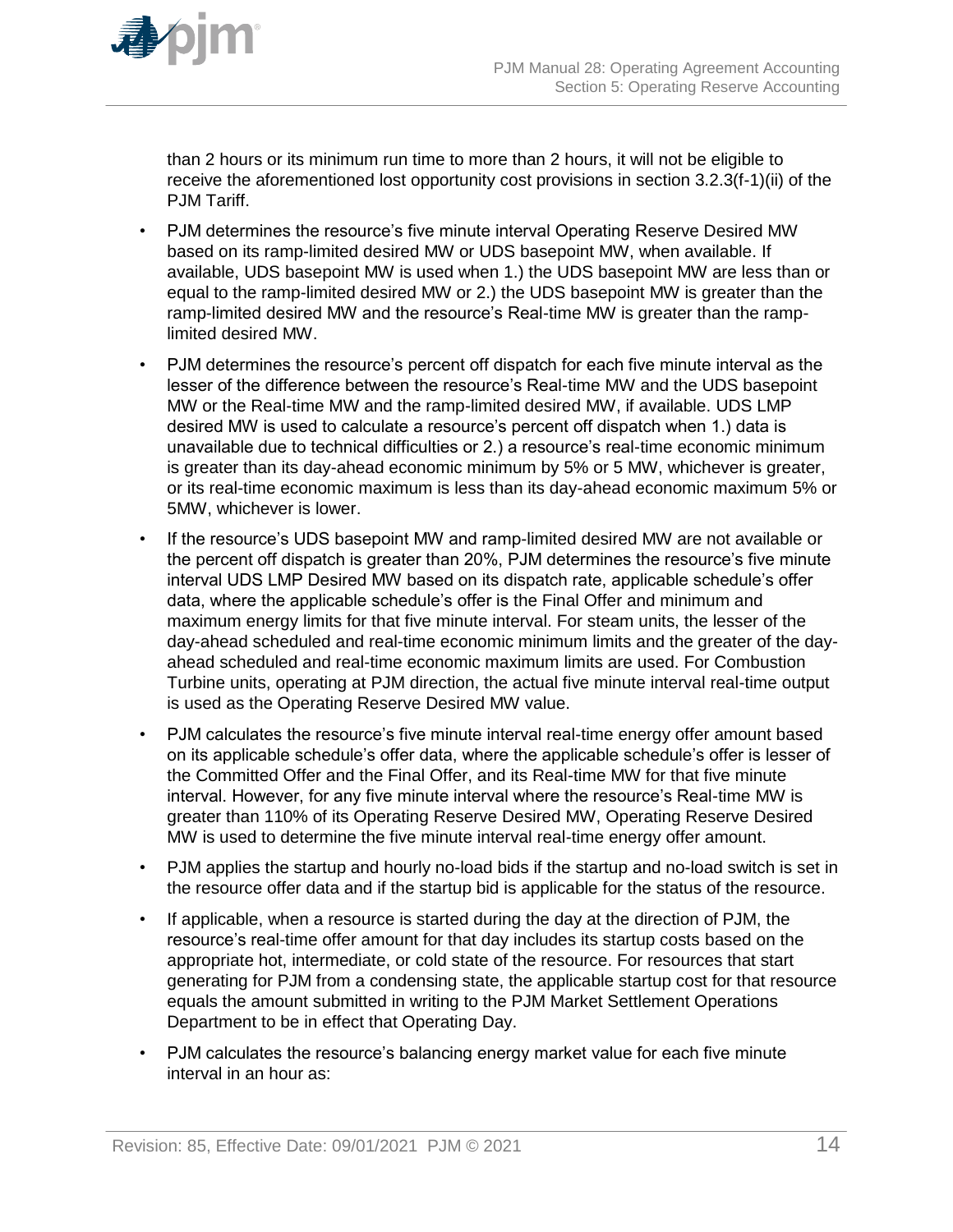than 2 hours or its minimum run time to more than 2 hours, it will not be eligible to receive the aforementioned lost opportunity cost provisions in section 3.2.3(f-1)(ii) of the PJM Tariff.

- PJM determines the resource's five minute interval Operating Reserve Desired MW based on its ramp-limited desired MW or UDS basepoint MW, when available. If available, UDS basepoint MW is used when 1.) the UDS basepoint MW are less than or equal to the ramp-limited desired MW or 2.) the UDS basepoint MW is greater than the ramp-limited desired MW and the resource's Real-time MW is greater than the ramp-limited desired MW.
- PJM determines the resource's percent off dispatch for each five minute interval as the lesser of the difference between the resource's Real-time MW and the UDS basepoint MW or the Real-time MW and the ramp-limited desired MW, if available. UDS LMP desired MW is used to calculate a resource's percent off dispatch when 1.) data is unavailable due to technical difficulties or 2.) a resource's real-time economic minimum is greater than its day-ahead economic minimum by 5% or 5 MW, whichever is greater, or its real-time economic maximum is less than its day-ahead economic maximum 5% or 5MW, whichever is lower.
- If the resource's UDS basepoint MW and ramp-limited desired MW are not available or the percent off dispatch is greater than 20%, PJM determines the resource's five minute interval UDS LMP Desired MW based on its dispatch rate, applicable schedule's offer data, where the applicable schedule's offer is the Final Offer and minimum and maximum energy limits for that five minute interval. For steam units, the lesser of the day-ahead scheduled and real-time economic minimum limits and the greater of the day-ahead scheduled and real-time economic maximum limits are used. For Combustion Turbine units, operating at PJM direction, the actual five minute interval real-time output is used as the Operating Reserve Desired MW value.
- PJM calculates the resource's five minute interval real-time energy offer amount based on its applicable schedule's offer data, where the applicable schedule's offer is lesser of the Committed Offer and the Final Offer, and its Real-time MW for that five minute interval. However, for any five minute interval where the resource's Real-time MW is greater than 110% of its Operating Reserve Desired MW, Operating Reserve Desired MW is used to determine the five minute interval real-time energy offer amount.
- PJM applies the startup and hourly no-load bids if the startup and no-load switch is set in the resource offer data and if the startup bid is applicable for the status of the resource.
- If applicable, when a resource is started during the day at the direction of PJM, the resource's real-time offer amount for that day includes its startup costs based on the appropriate hot, intermediate, or cold state of the resource. For resources that start generating for PJM from a condensing state, the applicable startup cost for that resource equals the amount submitted in writing to the PJM Market Settlement Operations Department to be in effect that Operating Day.
- PJM calculates the resource's balancing energy market value for each five minute interval in an hour as: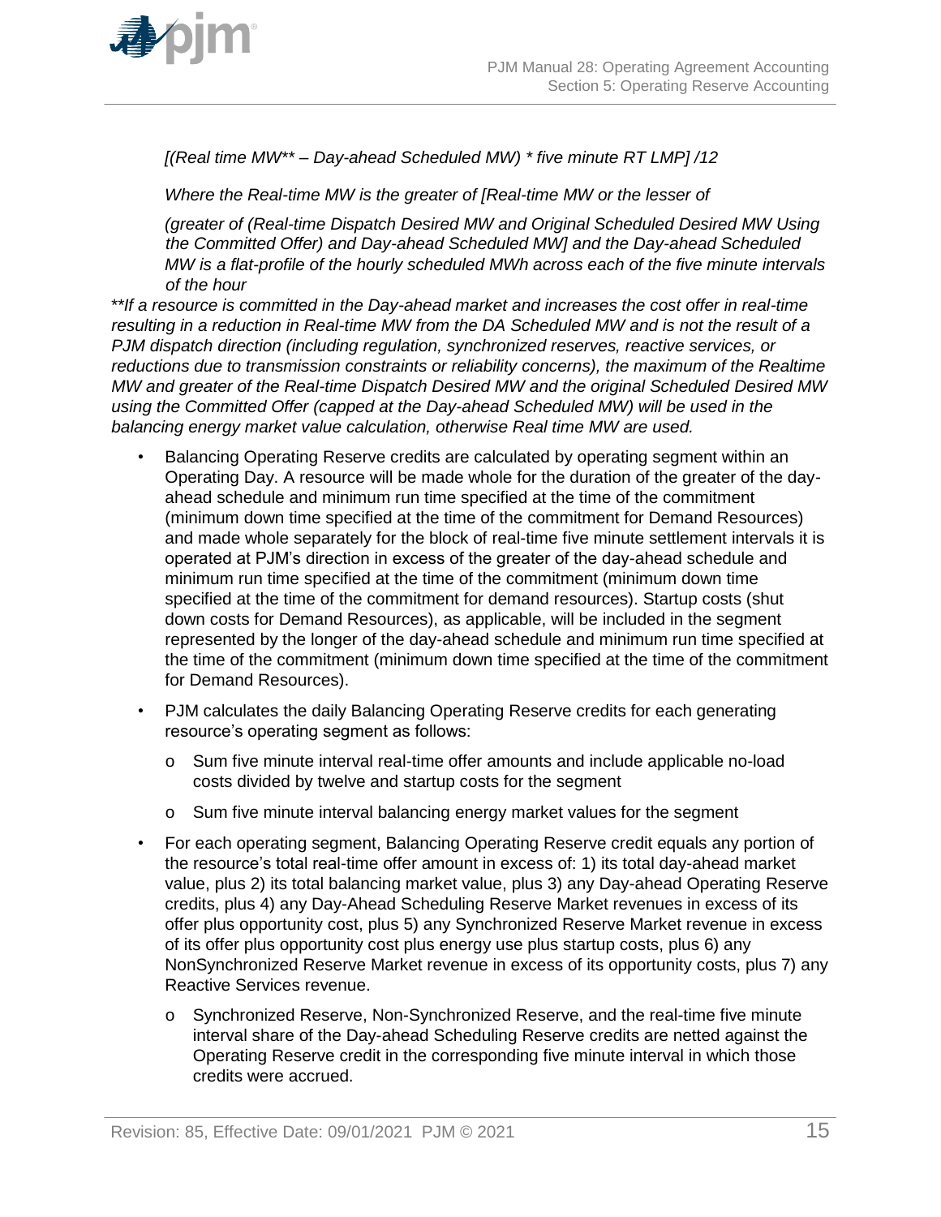*[(Real time MW** – Day-ahead Scheduled MW) * five minute RT LMP] /12*

*Where the Real-time MW is the greater of [Real-time MW or the lesser of*

*(greater of (Real-time Dispatch Desired MW and Original Scheduled Desired MW Using the Committed Offer) and Day-ahead Scheduled MW] and the Day-ahead Scheduled MW is a flat-profile of the hourly scheduled MWh across each of the five minute intervals of the hour*

*\*\*If a resource is committed in the Day-ahead market and increases the cost offer in real-time resulting in a reduction in Real-time MW from the DA Scheduled MW and is not the result of a PJM dispatch direction (including regulation, synchronized reserves, reactive services, or reductions due to transmission constraints or reliability concerns), the maximum of the Realtime MW and greater of the Real-time Dispatch Desired MW and the original Scheduled Desired MW using the Committed Offer (capped at the Day-ahead Scheduled MW) will be used in the balancing energy market value calculation, otherwise Real time MW are used.*

- Balancing Operating Reserve credits are calculated by operating segment within an Operating Day. A resource will be made whole for the duration of the greater of the day-ahead schedule and minimum run time specified at the time of the commitment (minimum down time specified at the time of the commitment for Demand Resources) and made whole separately for the block of real-time five minute settlement intervals it is operated at PJM's direction in excess of the greater of the day-ahead schedule and minimum run time specified at the time of the commitment (minimum down time specified at the time of the commitment for demand resources). Startup costs (shut down costs for Demand Resources), as applicable, will be included in the segment represented by the longer of the day-ahead schedule and minimum run time specified at the time of the commitment (minimum down time specified at the time of the commitment for Demand Resources).
- PJM calculates the daily Balancing Operating Reserve credits for each generating resource's operating segment as follows:
  - o Sum five minute interval real-time offer amounts and include applicable no-load costs divided by twelve and startup costs for the segment
  - o Sum five minute interval balancing energy market values for the segment
- For each operating segment, Balancing Operating Reserve credit equals any portion of the resource's total real-time offer amount in excess of: 1) its total day-ahead market value, plus 2) its total balancing market value, plus 3) any Day-ahead Operating Reserve credits, plus 4) any Day-Ahead Scheduling Reserve Market revenues in excess of its offer plus opportunity cost, plus 5) any Synchronized Reserve Market revenue in excess of its offer plus opportunity cost plus energy use plus startup costs, plus 6) any NonSynchronized Reserve Market revenue in excess of its opportunity costs, plus 7) any Reactive Services revenue.
  - o Synchronized Reserve, Non-Synchronized Reserve, and the real-time five minute interval share of the Day-ahead Scheduling Reserve credits are netted against the Operating Reserve credit in the corresponding five minute interval in which those credits were accrued.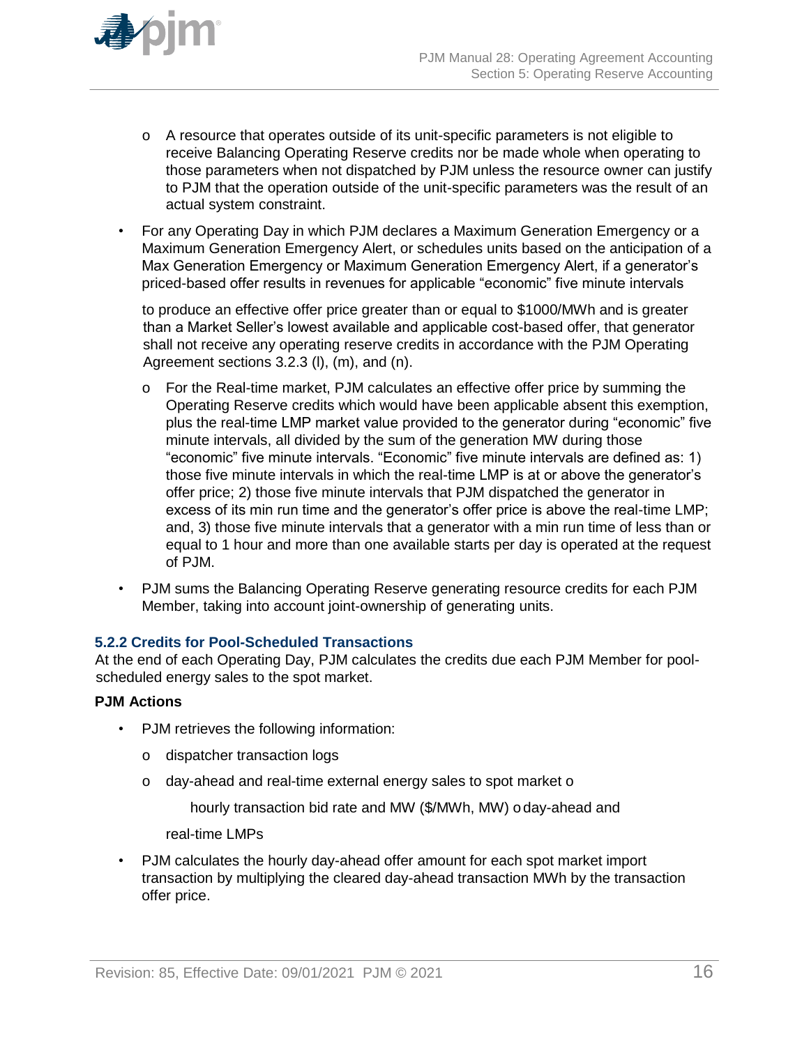- A resource that operates outside of its unit-specific parameters is not eligible to receive Balancing Operating Reserve credits nor be made whole when operating to those parameters when not dispatched by PJM unless the resource owner can justify to PJM that the operation outside of the unit-specific parameters was the result of an actual system constraint.

- For any Operating Day in which PJM declares a Maximum Generation Emergency or a Maximum Generation Emergency Alert, or schedules units based on the anticipation of a Max Generation Emergency or Maximum Generation Emergency Alert, if a generator's priced-based offer results in revenues for applicable "economic" five minute intervals to produce an effective offer price greater than or equal to $1000/MWh and is greater than a Market Seller's lowest available and applicable cost-based offer, that generator shall not receive any operating reserve credits in accordance with the PJM Operating Agreement sections 3.2.3 (l), (m), and (n).
  - For the Real-time market, PJM calculates an effective offer price by summing the Operating Reserve credits which would have been applicable absent this exemption, plus the real-time LMP market value provided to the generator during "economic" five minute intervals, all divided by the sum of the generation MW during those "economic" five minute intervals. "Economic" five minute intervals are defined as: 1) those five minute intervals in which the real-time LMP is at or above the generator's offer price; 2) those five minute intervals that PJM dispatched the generator in excess of its min run time and the generator's offer price is above the real-time LMP; and, 3) those five minute intervals that a generator with a min run time of less than or equal to 1 hour and more than one available starts per day is operated at the request of PJM.

- PJM sums the Balancing Operating Reserve generating resource credits for each PJM Member, taking into account joint-ownership of generating units.

### 5.2.2 Credits for Pool-Scheduled Transactions

At the end of each Operating Day, PJM calculates the credits due each PJM Member for pool-scheduled energy sales to the spot market.

**PJM Actions**

- PJM retrieves the following information:
  - dispatcher transaction logs
  - day-ahead and real-time external energy sales to spot market
  - hourly transaction bid rate and MW ($/MWh, MW)
  - day-ahead and real-time LMPs

- PJM calculates the hourly day-ahead offer amount for each spot market import transaction by multiplying the cleared day-ahead transaction MWh by the transaction offer price.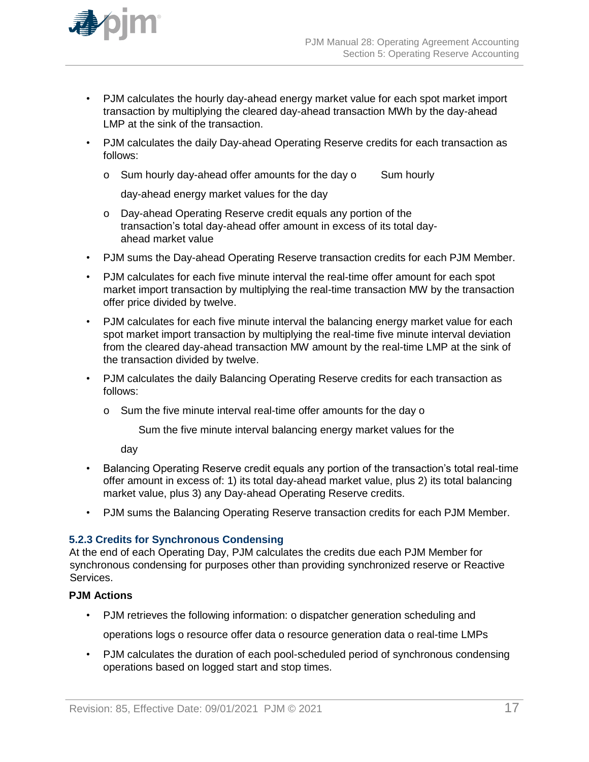- PJM calculates the hourly day-ahead energy market value for each spot market import transaction by multiplying the cleared day-ahead transaction MWh by the day-ahead LMP at the sink of the transaction.
- PJM calculates the daily Day-ahead Operating Reserve credits for each transaction as follows:
  - Sum hourly day-ahead offer amounts for the day
  - Sum hourly day-ahead energy market values for the day
  - Day-ahead Operating Reserve credit equals any portion of the transaction's total day-ahead offer amount in excess of its total day-ahead market value
- PJM sums the Day-ahead Operating Reserve transaction credits for each PJM Member.
- PJM calculates for each five minute interval the real-time offer amount for each spot market import transaction by multiplying the real-time transaction MW by the transaction offer price divided by twelve.
- PJM calculates for each five minute interval the balancing energy market value for each spot market import transaction by multiplying the real-time five minute interval deviation from the cleared day-ahead transaction MW amount by the real-time LMP at the sink of the transaction divided by twelve.
- PJM calculates the daily Balancing Operating Reserve credits for each transaction as follows:
  - Sum the five minute interval real-time offer amounts for the day
  - Sum the five minute interval balancing energy market values for the day
- Balancing Operating Reserve credit equals any portion of the transaction's total real-time offer amount in excess of: 1) its total day-ahead market value, plus 2) its total balancing market value, plus 3) any Day-ahead Operating Reserve credits.
- PJM sums the Balancing Operating Reserve transaction credits for each PJM Member.

### 5.2.3 Credits for Synchronous Condensing

At the end of each Operating Day, PJM calculates the credits due each PJM Member for synchronous condensing for purposes other than providing synchronized reserve or Reactive Services.

**PJM Actions**

- PJM retrieves the following information:
  - dispatcher generation scheduling and operations logs
  - resource offer data
  - resource generation data
  - real-time LMPs
- PJM calculates the duration of each pool-scheduled period of synchronous condensing operations based on logged start and stop times.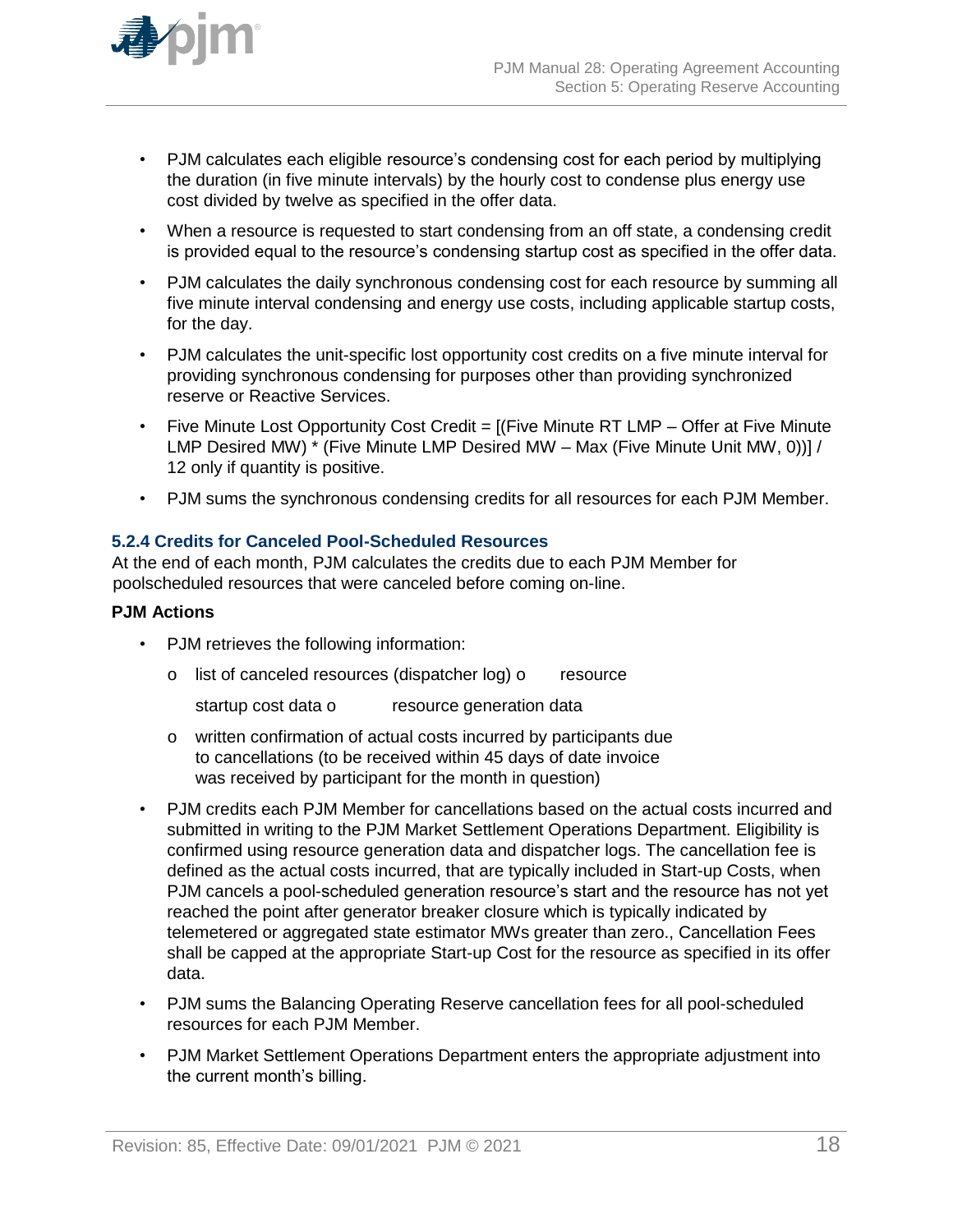- PJM calculates each eligible resource's condensing cost for each period by multiplying the duration (in five minute intervals) by the hourly cost to condense plus energy use cost divided by twelve as specified in the offer data.
- When a resource is requested to start condensing from an off state, a condensing credit is provided equal to the resource's condensing startup cost as specified in the offer data.
- PJM calculates the daily synchronous condensing cost for each resource by summing all five minute interval condensing and energy use costs, including applicable startup costs, for the day.
- PJM calculates the unit-specific lost opportunity cost credits on a five minute interval for providing synchronous condensing for purposes other than providing synchronized reserve or Reactive Services.
- Five Minute Lost Opportunity Cost Credit = [(Five Minute RT LMP – Offer at Five Minute LMP Desired MW) * (Five Minute LMP Desired MW – Max (Five Minute Unit MW, 0))] / 12 only if quantity is positive.
- PJM sums the synchronous condensing credits for all resources for each PJM Member.

### 5.2.4 Credits for Canceled Pool-Scheduled Resources

At the end of each month, PJM calculates the credits due to each PJM Member for poolscheduled resources that were canceled before coming on-line.

**PJM Actions**

- PJM retrieves the following information:
  - list of canceled resources (dispatcher log)
  - resource startup cost data
  - resource generation data
  - written confirmation of actual costs incurred by participants due to cancellations (to be received within 45 days of date invoice was received by participant for the month in question)
- PJM credits each PJM Member for cancellations based on the actual costs incurred and submitted in writing to the PJM Market Settlement Operations Department. Eligibility is confirmed using resource generation data and dispatcher logs. The cancellation fee is defined as the actual costs incurred, that are typically included in Start-up Costs, when PJM cancels a pool-scheduled generation resource's start and the resource has not yet reached the point after generator breaker closure which is typically indicated by telemetered or aggregated state estimator MWs greater than zero., Cancellation Fees shall be capped at the appropriate Start-up Cost for the resource as specified in its offer data.
- PJM sums the Balancing Operating Reserve cancellation fees for all pool-scheduled resources for each PJM Member.
- PJM Market Settlement Operations Department enters the appropriate adjustment into the current month's billing.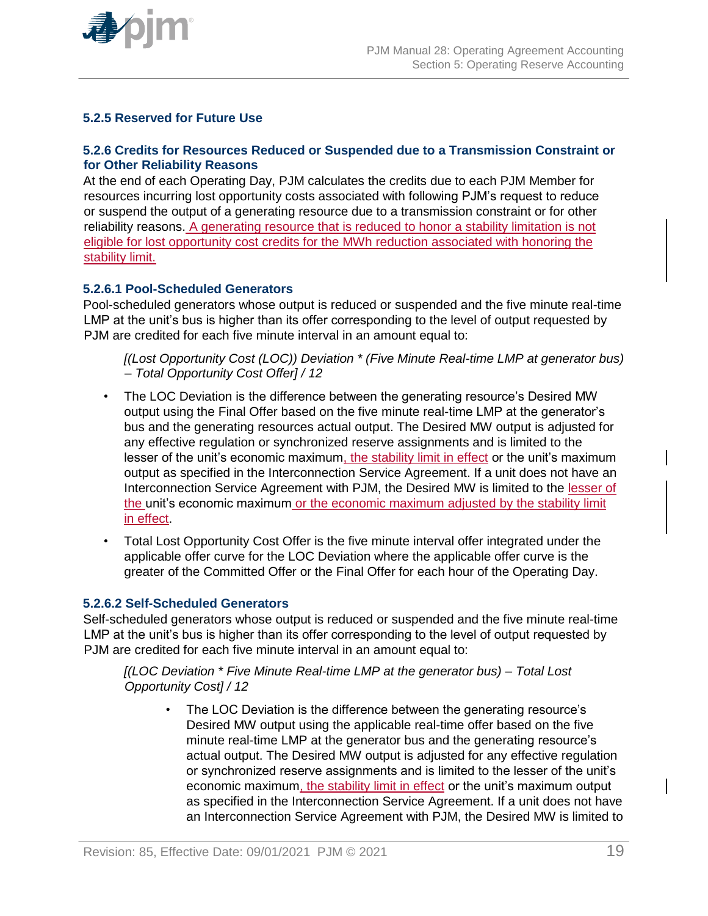### 5.2.5 Reserved for Future Use

### 5.2.6 Credits for Resources Reduced or Suspended due to a Transmission Constraint or for Other Reliability Reasons

At the end of each Operating Day, PJM calculates the credits due to each PJM Member for resources incurring lost opportunity costs associated with following PJM's request to reduce or suspend the output of a generating resource due to a transmission constraint or for other reliability reasons. A generating resource that is reduced to honor a stability limitation is not eligible for lost opportunity cost credits for the MWh reduction associated with honoring the stability limit.

#### 5.2.6.1 Pool-Scheduled Generators

Pool-scheduled generators whose output is reduced or suspended and the five minute real-time LMP at the unit's bus is higher than its offer corresponding to the level of output requested by PJM are credited for each five minute interval in an amount equal to:

*[(Lost Opportunity Cost (LOC)) Deviation * (Five Minute Real-time LMP at generator bus) – Total Opportunity Cost Offer] / 12*

- The LOC Deviation is the difference between the generating resource's Desired MW output using the Final Offer based on the five minute real-time LMP at the generator's bus and the generating resources actual output. The Desired MW output is adjusted for any effective regulation or synchronized reserve assignments and is limited to the lesser of the unit's economic maximum, the stability limit in effect or the unit's maximum output as specified in the Interconnection Service Agreement. If a unit does not have an Interconnection Service Agreement with PJM, the Desired MW is limited to the lesser of the unit's economic maximum or the economic maximum adjusted by the stability limit in effect.
- Total Lost Opportunity Cost Offer is the five minute interval offer integrated under the applicable offer curve for the LOC Deviation where the applicable offer curve is the greater of the Committed Offer or the Final Offer for each hour of the Operating Day.

#### 5.2.6.2 Self-Scheduled Generators

Self-scheduled generators whose output is reduced or suspended and the five minute real-time LMP at the unit's bus is higher than its offer corresponding to the level of output requested by PJM are credited for each five minute interval in an amount equal to:

*[(LOC Deviation * Five Minute Real-time LMP at the generator bus) – Total Lost Opportunity Cost] / 12*

- The LOC Deviation is the difference between the generating resource's Desired MW output using the applicable real-time offer based on the five minute real-time LMP at the generator bus and the generating resource's actual output. The Desired MW output is adjusted for any effective regulation or synchronized reserve assignments and is limited to the lesser of the unit's economic maximum, the stability limit in effect or the unit's maximum output as specified in the Interconnection Service Agreement. If a unit does not have an Interconnection Service Agreement with PJM, the Desired MW is limited to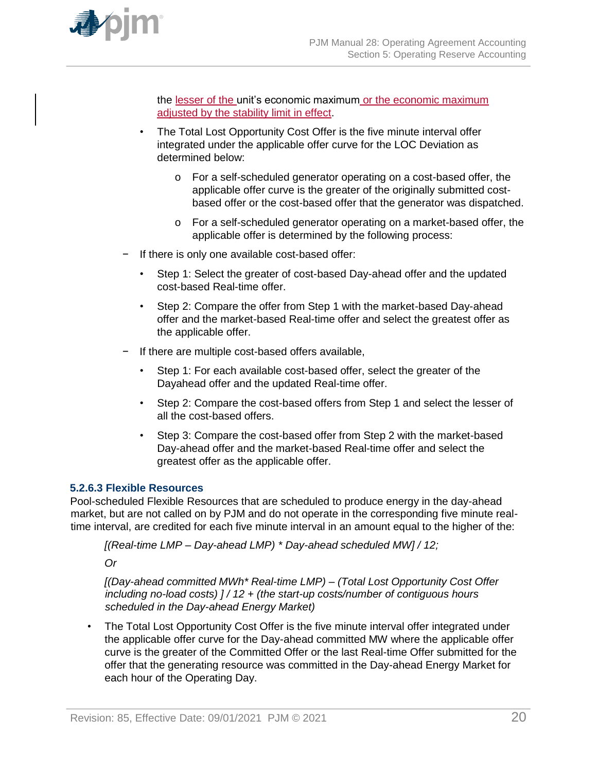the lesser of the unit's economic maximum or the economic maximum adjusted by the stability limit in effect.

- The Total Lost Opportunity Cost Offer is the five minute interval offer integrated under the applicable offer curve for the LOC Deviation as determined below:
  - For a self-scheduled generator operating on a cost-based offer, the applicable offer curve is the greater of the originally submitted cost-based offer or the cost-based offer that the generator was dispatched.
  - For a self-scheduled generator operating on a market-based offer, the applicable offer is determined by the following process:

− If there is only one available cost-based offer:

- Step 1: Select the greater of cost-based Day-ahead offer and the updated cost-based Real-time offer.
- Step 2: Compare the offer from Step 1 with the market-based Day-ahead offer and the market-based Real-time offer and select the greatest offer as the applicable offer.

− If there are multiple cost-based offers available,

- Step 1: For each available cost-based offer, select the greater of the Dayahead offer and the updated Real-time offer.
- Step 2: Compare the cost-based offers from Step 1 and select the lesser of all the cost-based offers.
- Step 3: Compare the cost-based offer from Step 2 with the market-based Day-ahead offer and the market-based Real-time offer and select the greatest offer as the applicable offer.

#### 5.2.6.3 Flexible Resources

Pool-scheduled Flexible Resources that are scheduled to produce energy in the day-ahead market, but are not called on by PJM and do not operate in the corresponding five minute real-time interval, are credited for each five minute interval in an amount equal to the higher of the:

*[(Real-time LMP – Day-ahead LMP) * Day-ahead scheduled MW] / 12;*

*Or*

*[(Day-ahead committed MWh* Real-time LMP) – (Total Lost Opportunity Cost Offer including no-load costs) ] / 12 + (the start-up costs/number of contiguous hours scheduled in the Day-ahead Energy Market)*

- The Total Lost Opportunity Cost Offer is the five minute interval offer integrated under the applicable offer curve for the Day-ahead committed MW where the applicable offer curve is the greater of the Committed Offer or the last Real-time Offer submitted for the offer that the generating resource was committed in the Day-ahead Energy Market for each hour of the Operating Day.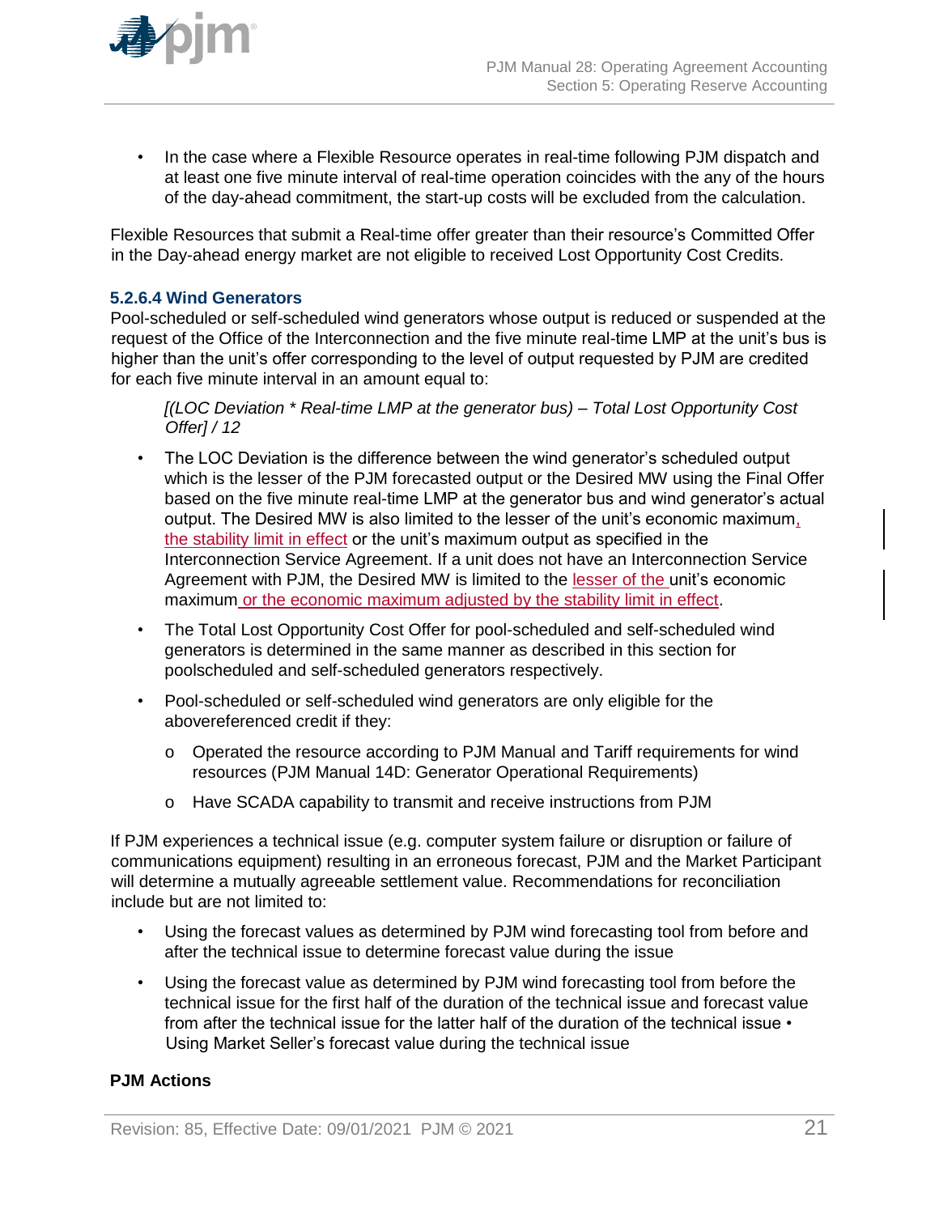- In the case where a Flexible Resource operates in real-time following PJM dispatch and at least one five minute interval of real-time operation coincides with the any of the hours of the day-ahead commitment, the start-up costs will be excluded from the calculation.

Flexible Resources that submit a Real-time offer greater than their resource's Committed Offer in the Day-ahead energy market are not eligible to received Lost Opportunity Cost Credits.

### 5.2.6.4 Wind Generators

Pool-scheduled or self-scheduled wind generators whose output is reduced or suspended at the request of the Office of the Interconnection and the five minute real-time LMP at the unit's bus is higher than the unit's offer corresponding to the level of output requested by PJM are credited for each five minute interval in an amount equal to:

> *[(LOC Deviation * Real-time LMP at the generator bus) – Total Lost Opportunity Cost Offer] / 12*

- The LOC Deviation is the difference between the wind generator's scheduled output which is the lesser of the PJM forecasted output or the Desired MW using the Final Offer based on the five minute real-time LMP at the generator bus and wind generator's actual output. The Desired MW is also limited to the lesser of the unit's economic maximum, the stability limit in effect or the unit's maximum output as specified in the Interconnection Service Agreement. If a unit does not have an Interconnection Service Agreement with PJM, the Desired MW is limited to the lesser of the unit's economic maximum or the economic maximum adjusted by the stability limit in effect.
- The Total Lost Opportunity Cost Offer for pool-scheduled and self-scheduled wind generators is determined in the same manner as described in this section for poolscheduled and self-scheduled generators respectively.
- Pool-scheduled or self-scheduled wind generators are only eligible for the abovereferenced credit if they:
  - Operated the resource according to PJM Manual and Tariff requirements for wind resources (PJM Manual 14D: Generator Operational Requirements)
  - Have SCADA capability to transmit and receive instructions from PJM

If PJM experiences a technical issue (e.g. computer system failure or disruption or failure of communications equipment) resulting in an erroneous forecast, PJM and the Market Participant will determine a mutually agreeable settlement value. Recommendations for reconciliation include but are not limited to:

- Using the forecast values as determined by PJM wind forecasting tool from before and after the technical issue to determine forecast value during the issue
- Using the forecast value as determined by PJM wind forecasting tool from before the technical issue for the first half of the duration of the technical issue and forecast value from after the technical issue for the latter half of the duration of the technical issue • Using Market Seller's forecast value during the technical issue

**PJM Actions**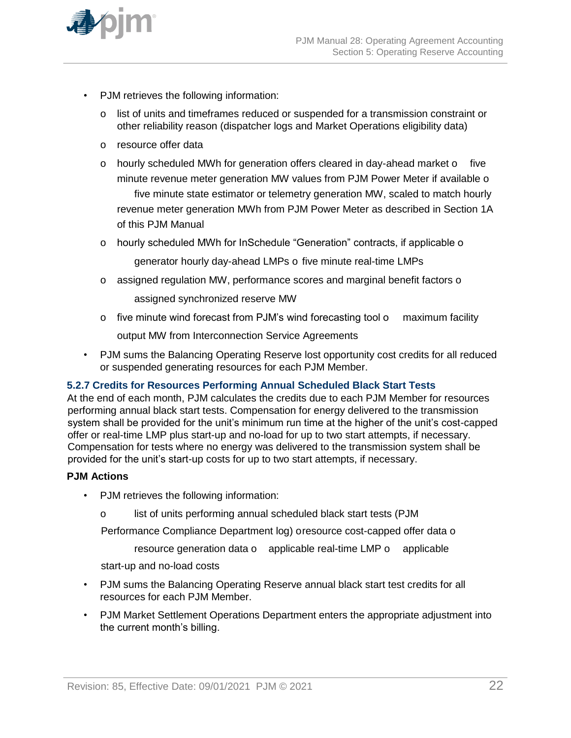- PJM retrieves the following information:
  - list of units and timeframes reduced or suspended for a transmission constraint or other reliability reason (dispatcher logs and Market Operations eligibility data)
  - resource offer data
  - hourly scheduled MWh for generation offers cleared in day-ahead market
  - five minute revenue meter generation MW values from PJM Power Meter if available
  - five minute state estimator or telemetry generation MW, scaled to match hourly revenue meter generation MWh from PJM Power Meter as described in Section 1A of this PJM Manual
  - hourly scheduled MWh for InSchedule "Generation" contracts, if applicable
  - generator hourly day-ahead LMPs
  - five minute real-time LMPs
  - assigned regulation MW, performance scores and marginal benefit factors
  - assigned synchronized reserve MW
  - five minute wind forecast from PJM's wind forecasting tool
  - maximum facility output MW from Interconnection Service Agreements
- PJM sums the Balancing Operating Reserve lost opportunity cost credits for all reduced or suspended generating resources for each PJM Member.

### 5.2.7 Credits for Resources Performing Annual Scheduled Black Start Tests

At the end of each month, PJM calculates the credits due to each PJM Member for resources performing annual black start tests. Compensation for energy delivered to the transmission system shall be provided for the unit's minimum run time at the higher of the unit's cost-capped offer or real-time LMP plus start-up and no-load for up to two start attempts, if necessary. Compensation for tests where no energy was delivered to the transmission system shall be provided for the unit's start-up costs for up to two start attempts, if necessary.

**PJM Actions**

- PJM retrieves the following information:
  - list of units performing annual scheduled black start tests (PJM Performance Compliance Department log)
  - resource cost-capped offer data
  - resource generation data
  - applicable real-time LMP
  - applicable start-up and no-load costs
- PJM sums the Balancing Operating Reserve annual black start test credits for all resources for each PJM Member.
- PJM Market Settlement Operations Department enters the appropriate adjustment into the current month's billing.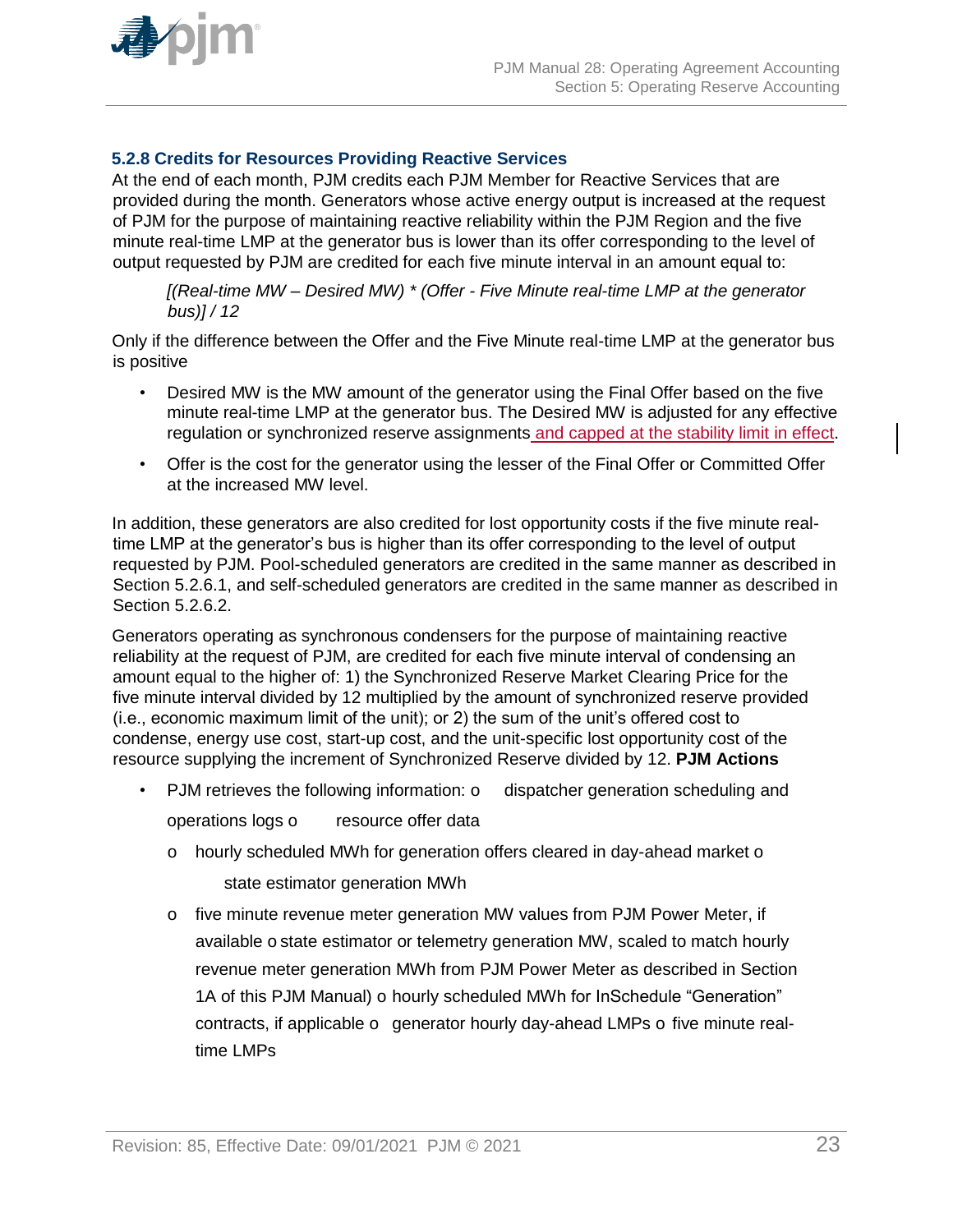### 5.2.8 Credits for Resources Providing Reactive Services

At the end of each month, PJM credits each PJM Member for Reactive Services that are provided during the month. Generators whose active energy output is increased at the request of PJM for the purpose of maintaining reactive reliability within the PJM Region and the five minute real-time LMP at the generator bus is lower than its offer corresponding to the level of output requested by PJM are credited for each five minute interval in an amount equal to:

*[(Real-time MW – Desired MW) * (Offer - Five Minute real-time LMP at the generator bus)] / 12*

Only if the difference between the Offer and the Five Minute real-time LMP at the generator bus is positive

- Desired MW is the MW amount of the generator using the Final Offer based on the five minute real-time LMP at the generator bus. The Desired MW is adjusted for any effective regulation or synchronized reserve assignments and capped at the stability limit in effect.
- Offer is the cost for the generator using the lesser of the Final Offer or Committed Offer at the increased MW level.

In addition, these generators are also credited for lost opportunity costs if the five minute real-time LMP at the generator's bus is higher than its offer corresponding to the level of output requested by PJM. Pool-scheduled generators are credited in the same manner as described in Section 5.2.6.1, and self-scheduled generators are credited in the same manner as described in Section 5.2.6.2.

Generators operating as synchronous condensers for the purpose of maintaining reactive reliability at the request of PJM, are credited for each five minute interval of condensing an amount equal to the higher of: 1) the Synchronized Reserve Market Clearing Price for the five minute interval divided by 12 multiplied by the amount of synchronized reserve provided (i.e., economic maximum limit of the unit); or 2) the sum of the unit's offered cost to condense, energy use cost, start-up cost, and the unit-specific lost opportunity cost of the resource supplying the increment of Synchronized Reserve divided by 12. **PJM Actions**

- PJM retrieves the following information:
  - dispatcher generation scheduling and operations logs
  - resource offer data
  - hourly scheduled MWh for generation offers cleared in day-ahead market
  - state estimator generation MWh
  - five minute revenue meter generation MW values from PJM Power Meter, if available
  - state estimator or telemetry generation MW, scaled to match hourly revenue meter generation MWh from PJM Power Meter as described in Section 1A of this PJM Manual)
  - hourly scheduled MWh for InSchedule "Generation" contracts, if applicable
  - generator hourly day-ahead LMPs
  - five minute real-time LMPs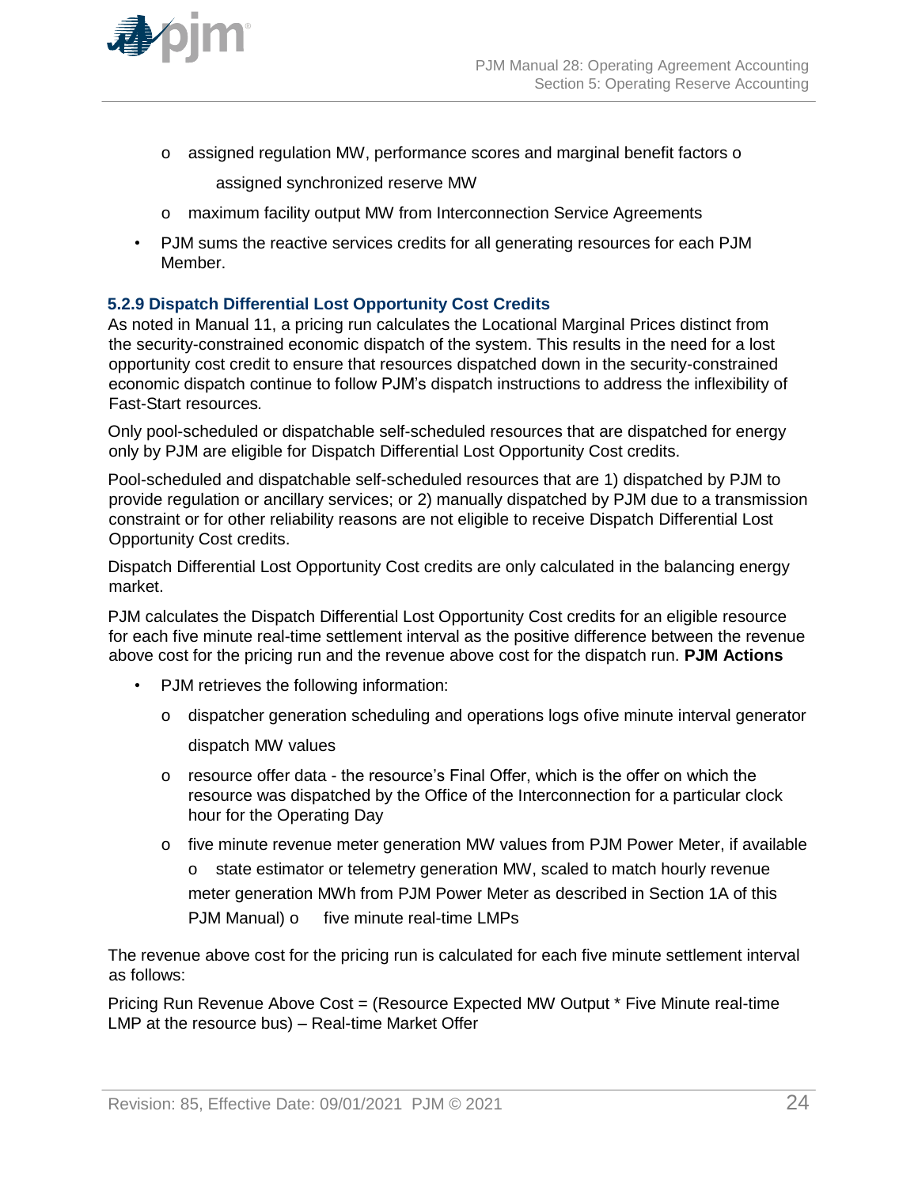- assigned regulation MW, performance scores and marginal benefit factors
    - assigned synchronized reserve MW
    - maximum facility output MW from Interconnection Service Agreements
- PJM sums the reactive services credits for all generating resources for each PJM Member.

### 5.2.9 Dispatch Differential Lost Opportunity Cost Credits

As noted in Manual 11, a pricing run calculates the Locational Marginal Prices distinct from the security-constrained economic dispatch of the system. This results in the need for a lost opportunity cost credit to ensure that resources dispatched down in the security-constrained economic dispatch continue to follow PJM's dispatch instructions to address the inflexibility of Fast-Start resources.

Only pool-scheduled or dispatchable self-scheduled resources that are dispatched for energy only by PJM are eligible for Dispatch Differential Lost Opportunity Cost credits.

Pool-scheduled and dispatchable self-scheduled resources that are 1) dispatched by PJM to provide regulation or ancillary services; or 2) manually dispatched by PJM due to a transmission constraint or for other reliability reasons are not eligible to receive Dispatch Differential Lost Opportunity Cost credits.

Dispatch Differential Lost Opportunity Cost credits are only calculated in the balancing energy market.

PJM calculates the Dispatch Differential Lost Opportunity Cost credits for an eligible resource for each five minute real-time settlement interval as the positive difference between the revenue above cost for the pricing run and the revenue above cost for the dispatch run. **PJM Actions**

- PJM retrieves the following information:
    - dispatcher generation scheduling and operations logs
    - five minute interval generator dispatch MW values
    - resource offer data - the resource's Final Offer, which is the offer on which the resource was dispatched by the Office of the Interconnection for a particular clock hour for the Operating Day
    - five minute revenue meter generation MW values from PJM Power Meter, if available
    - state estimator or telemetry generation MW, scaled to match hourly revenue meter generation MWh from PJM Power Meter as described in Section 1A of this PJM Manual)
    - five minute real-time LMPs

The revenue above cost for the pricing run is calculated for each five minute settlement interval as follows:

Pricing Run Revenue Above Cost = (Resource Expected MW Output * Five Minute real-time LMP at the resource bus) – Real-time Market Offer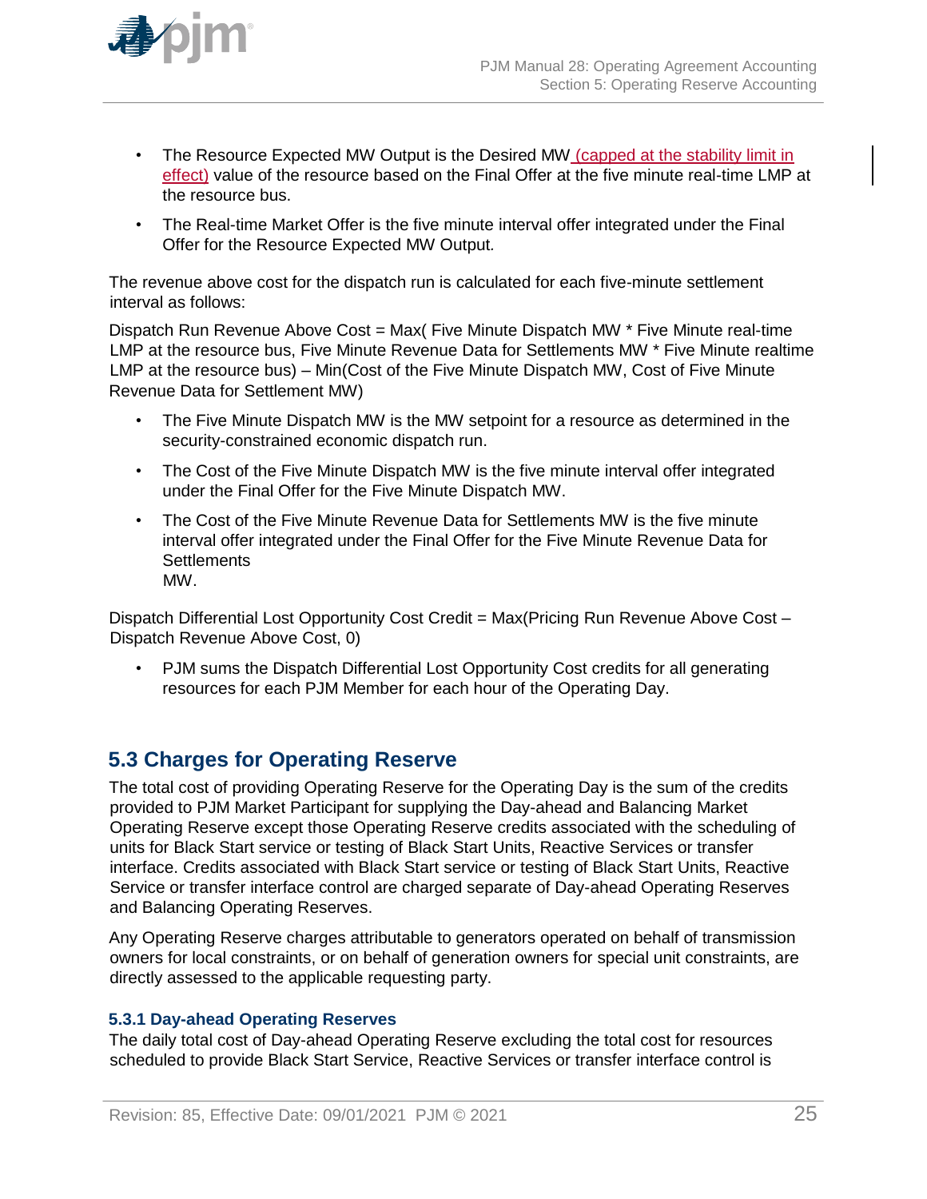- The Resource Expected MW Output is the Desired MW (capped at the stability limit in effect) value of the resource based on the Final Offer at the five minute real-time LMP at the resource bus.
- The Real-time Market Offer is the five minute interval offer integrated under the Final Offer for the Resource Expected MW Output.

The revenue above cost for the dispatch run is calculated for each five-minute settlement interval as follows:

Dispatch Run Revenue Above Cost = Max( Five Minute Dispatch MW * Five Minute real-time LMP at the resource bus, Five Minute Revenue Data for Settlements MW * Five Minute realtime LMP at the resource bus) – Min(Cost of the Five Minute Dispatch MW, Cost of Five Minute Revenue Data for Settlement MW)

- The Five Minute Dispatch MW is the MW setpoint for a resource as determined in the security-constrained economic dispatch run.
- The Cost of the Five Minute Dispatch MW is the five minute interval offer integrated under the Final Offer for the Five Minute Dispatch MW.
- The Cost of the Five Minute Revenue Data for Settlements MW is the five minute interval offer integrated under the Final Offer for the Five Minute Revenue Data for Settlements MW.

Dispatch Differential Lost Opportunity Cost Credit = Max(Pricing Run Revenue Above Cost – Dispatch Revenue Above Cost, 0)

- PJM sums the Dispatch Differential Lost Opportunity Cost credits for all generating resources for each PJM Member for each hour of the Operating Day.

## 5.3 Charges for Operating Reserve

The total cost of providing Operating Reserve for the Operating Day is the sum of the credits provided to PJM Market Participant for supplying the Day-ahead and Balancing Market Operating Reserve except those Operating Reserve credits associated with the scheduling of units for Black Start service or testing of Black Start Units, Reactive Services or transfer interface. Credits associated with Black Start service or testing of Black Start Units, Reactive Service or transfer interface control are charged separate of Day-ahead Operating Reserves and Balancing Operating Reserves.

Any Operating Reserve charges attributable to generators operated on behalf of transmission owners for local constraints, or on behalf of generation owners for special unit constraints, are directly assessed to the applicable requesting party.

### 5.3.1 Day-ahead Operating Reserves

The daily total cost of Day-ahead Operating Reserve excluding the total cost for resources scheduled to provide Black Start Service, Reactive Services or transfer interface control is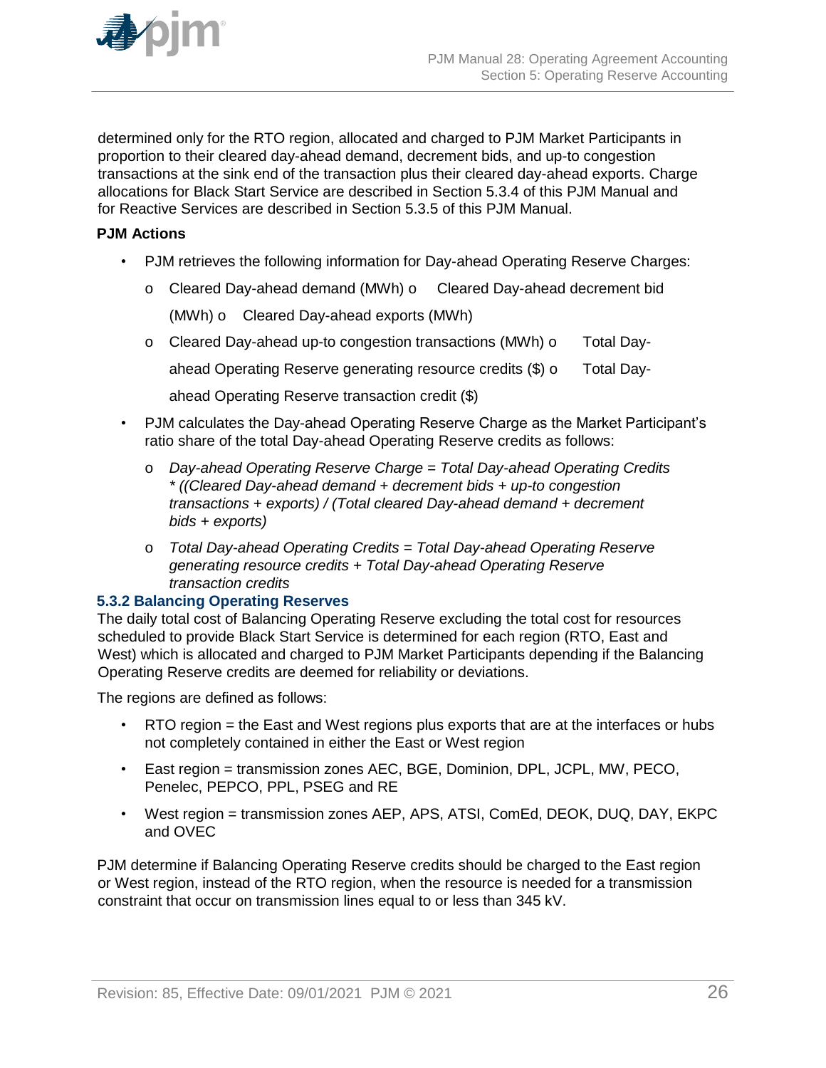determined only for the RTO region, allocated and charged to PJM Market Participants in proportion to their cleared day-ahead demand, decrement bids, and up-to congestion transactions at the sink end of the transaction plus their cleared day-ahead exports. Charge allocations for Black Start Service are described in Section 5.3.4 of this PJM Manual and for Reactive Services are described in Section 5.3.5 of this PJM Manual.

**PJM Actions**

- PJM retrieves the following information for Day-ahead Operating Reserve Charges:
  - Cleared Day-ahead demand (MWh)
  - Cleared Day-ahead decrement bid (MWh)
  - Cleared Day-ahead exports (MWh)
  - Cleared Day-ahead up-to congestion transactions (MWh)
  - Total Day-ahead Operating Reserve generating resource credits ($)
  - Total Day-ahead Operating Reserve transaction credit ($)
- PJM calculates the Day-ahead Operating Reserve Charge as the Market Participant's ratio share of the total Day-ahead Operating Reserve credits as follows:
  - *Day-ahead Operating Reserve Charge = Total Day-ahead Operating Credits * ((Cleared Day-ahead demand + decrement bids + up-to congestion transactions + exports) / (Total cleared Day-ahead demand + decrement bids + exports)*
  - *Total Day-ahead Operating Credits = Total Day-ahead Operating Reserve generating resource credits + Total Day-ahead Operating Reserve transaction credits*

### 5.3.2 Balancing Operating Reserves

The daily total cost of Balancing Operating Reserve excluding the total cost for resources scheduled to provide Black Start Service is determined for each region (RTO, East and West) which is allocated and charged to PJM Market Participants depending if the Balancing Operating Reserve credits are deemed for reliability or deviations.

The regions are defined as follows:

- RTO region = the East and West regions plus exports that are at the interfaces or hubs not completely contained in either the East or West region
- East region = transmission zones AEC, BGE, Dominion, DPL, JCPL, MW, PECO, Penelec, PEPCO, PPL, PSEG and RE
- West region = transmission zones AEP, APS, ATSI, ComEd, DEOK, DUQ, DAY, EKPC and OVEC

PJM determine if Balancing Operating Reserve credits should be charged to the East region or West region, instead of the RTO region, when the resource is needed for a transmission constraint that occur on transmission lines equal to or less than 345 kV.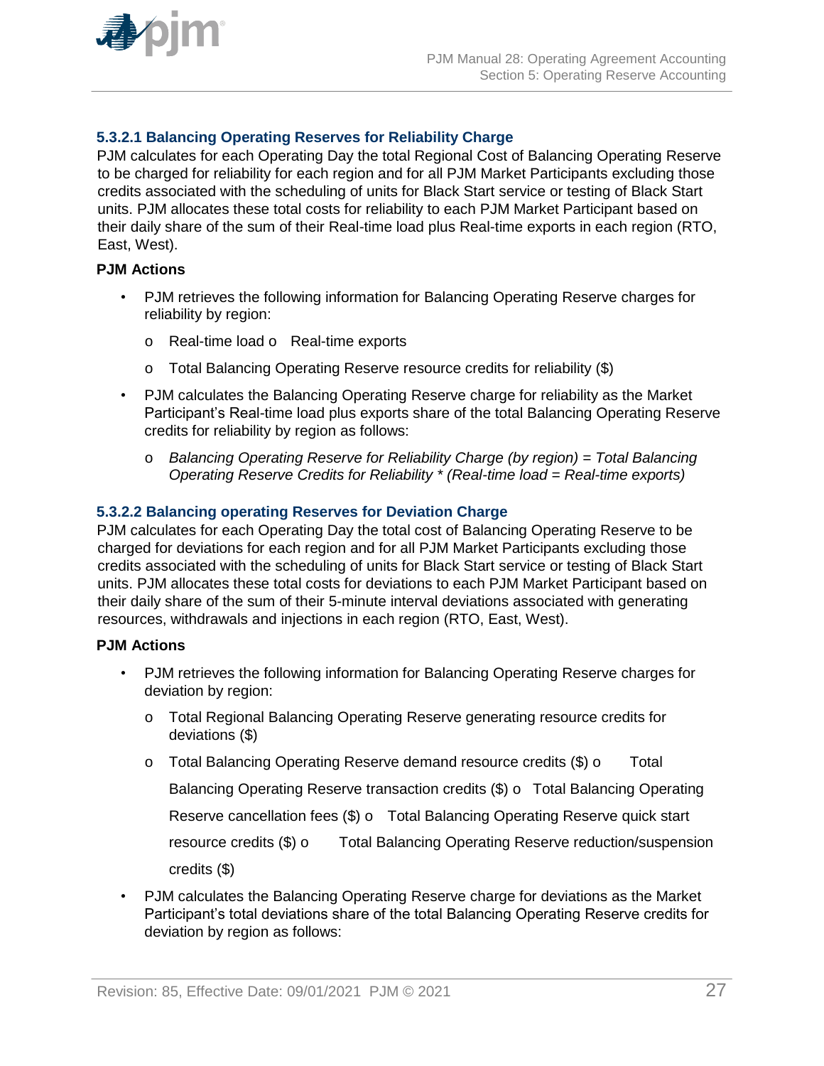#### 5.3.2.1 Balancing Operating Reserves for Reliability Charge

PJM calculates for each Operating Day the total Regional Cost of Balancing Operating Reserve to be charged for reliability for each region and for all PJM Market Participants excluding those credits associated with the scheduling of units for Black Start service or testing of Black Start units. PJM allocates these total costs for reliability to each PJM Market Participant based on their daily share of the sum of their Real-time load plus Real-time exports in each region (RTO, East, West).

**PJM Actions**

- PJM retrieves the following information for Balancing Operating Reserve charges for reliability by region:
  - Real-time load
  - Real-time exports
  - Total Balancing Operating Reserve resource credits for reliability ($)
- PJM calculates the Balancing Operating Reserve charge for reliability as the Market Participant's Real-time load plus exports share of the total Balancing Operating Reserve credits for reliability by region as follows:
  - *Balancing Operating Reserve for Reliability Charge (by region) = Total Balancing Operating Reserve Credits for Reliability * (Real-time load = Real-time exports)*

#### 5.3.2.2 Balancing operating Reserves for Deviation Charge

PJM calculates for each Operating Day the total cost of Balancing Operating Reserve to be charged for deviations for each region and for all PJM Market Participants excluding those credits associated with the scheduling of units for Black Start service or testing of Black Start units. PJM allocates these total costs for deviations to each PJM Market Participant based on their daily share of the sum of their 5-minute interval deviations associated with generating resources, withdrawals and injections in each region (RTO, East, West).

**PJM Actions**

- PJM retrieves the following information for Balancing Operating Reserve charges for deviation by region:
  - Total Regional Balancing Operating Reserve generating resource credits for deviations ($)
  - Total Balancing Operating Reserve demand resource credits ($)
  - Total Balancing Operating Reserve transaction credits ($)
  - Total Balancing Operating Reserve cancellation fees ($)
  - Total Balancing Operating Reserve quick start resource credits ($)
  - Total Balancing Operating Reserve reduction/suspension credits ($)
- PJM calculates the Balancing Operating Reserve charge for deviations as the Market Participant's total deviations share of the total Balancing Operating Reserve credits for deviation by region as follows: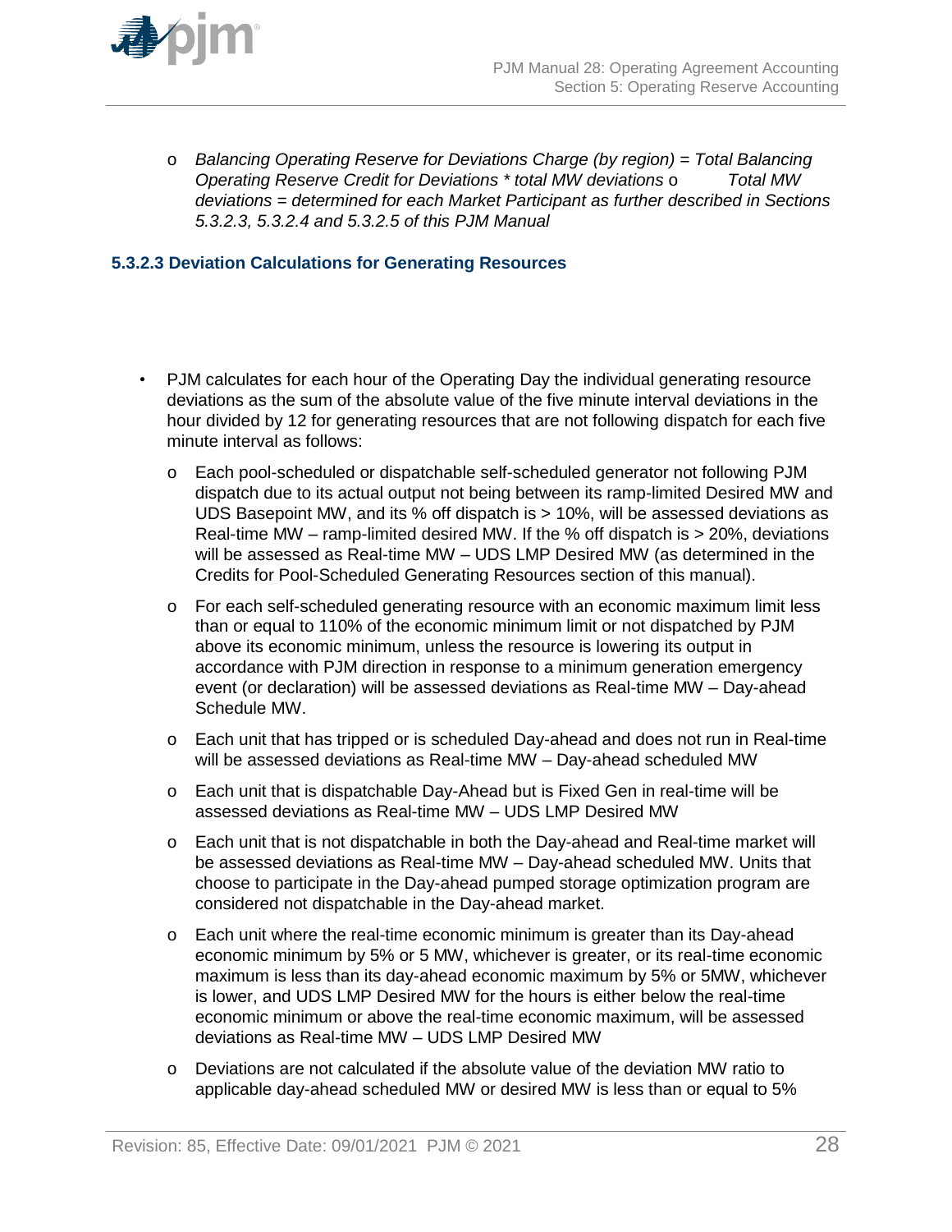- *Balancing Operating Reserve for Deviations Charge (by region) = Total Balancing Operating Reserve Credit for Deviations * total MW deviations*
- *Total MW deviations = determined for each Market Participant as further described in Sections 5.3.2.3, 5.3.2.4 and 5.3.2.5 of this PJM Manual*

### 5.3.2.3 Deviation Calculations for Generating Resources

- PJM calculates for each hour of the Operating Day the individual generating resource deviations as the sum of the absolute value of the five minute interval deviations in the hour divided by 12 for generating resources that are not following dispatch for each five minute interval as follows:
  - Each pool-scheduled or dispatchable self-scheduled generator not following PJM dispatch due to its actual output not being between its ramp-limited Desired MW and UDS Basepoint MW, and its % off dispatch is > 10%, will be assessed deviations as Real-time MW – ramp-limited desired MW. If the % off dispatch is > 20%, deviations will be assessed as Real-time MW – UDS LMP Desired MW (as determined in the Credits for Pool-Scheduled Generating Resources section of this manual).
  - For each self-scheduled generating resource with an economic maximum limit less than or equal to 110% of the economic minimum limit or not dispatched by PJM above its economic minimum, unless the resource is lowering its output in accordance with PJM direction in response to a minimum generation emergency event (or declaration) will be assessed deviations as Real-time MW – Day-ahead Schedule MW.
  - Each unit that has tripped or is scheduled Day-ahead and does not run in Real-time will be assessed deviations as Real-time MW – Day-ahead scheduled MW
  - Each unit that is dispatchable Day-Ahead but is Fixed Gen in real-time will be assessed deviations as Real-time MW – UDS LMP Desired MW
  - Each unit that is not dispatchable in both the Day-ahead and Real-time market will be assessed deviations as Real-time MW – Day-ahead scheduled MW. Units that choose to participate in the Day-ahead pumped storage optimization program are considered not dispatchable in the Day-ahead market.
  - Each unit where the real-time economic minimum is greater than its Day-ahead economic minimum by 5% or 5 MW, whichever is greater, or its real-time economic maximum is less than its day-ahead economic maximum by 5% or 5MW, whichever is lower, and UDS LMP Desired MW for the hours is either below the real-time economic minimum or above the real-time economic maximum, will be assessed deviations as Real-time MW – UDS LMP Desired MW
  - Deviations are not calculated if the absolute value of the deviation MW ratio to applicable day-ahead scheduled MW or desired MW is less than or equal to 5%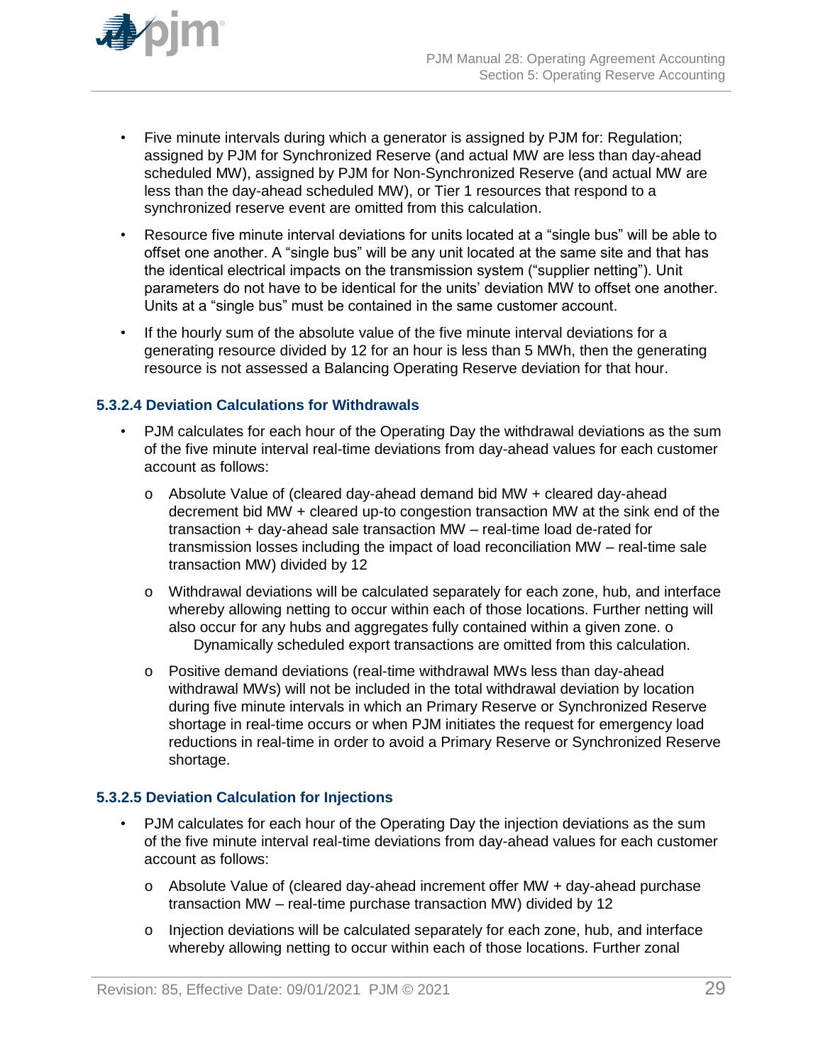- Five minute intervals during which a generator is assigned by PJM for: Regulation; assigned by PJM for Synchronized Reserve (and actual MW are less than day-ahead scheduled MW), assigned by PJM for Non-Synchronized Reserve (and actual MW are less than the day-ahead scheduled MW), or Tier 1 resources that respond to a synchronized reserve event are omitted from this calculation.
- Resource five minute interval deviations for units located at a "single bus" will be able to offset one another. A "single bus" will be any unit located at the same site and that has the identical electrical impacts on the transmission system ("supplier netting"). Unit parameters do not have to be identical for the units' deviation MW to offset one another. Units at a "single bus" must be contained in the same customer account.
- If the hourly sum of the absolute value of the five minute interval deviations for a generating resource divided by 12 for an hour is less than 5 MWh, then the generating resource is not assessed a Balancing Operating Reserve deviation for that hour.

### 5.3.2.4 Deviation Calculations for Withdrawals

- PJM calculates for each hour of the Operating Day the withdrawal deviations as the sum of the five minute interval real-time deviations from day-ahead values for each customer account as follows:
  - Absolute Value of (cleared day-ahead demand bid MW + cleared day-ahead decrement bid MW + cleared up-to congestion transaction MW at the sink end of the transaction + day-ahead sale transaction MW – real-time load de-rated for transmission losses including the impact of load reconciliation MW – real-time sale transaction MW) divided by 12
  - Withdrawal deviations will be calculated separately for each zone, hub, and interface whereby allowing netting to occur within each of those locations. Further netting will also occur for any hubs and aggregates fully contained within a given zone. o Dynamically scheduled export transactions are omitted from this calculation.
  - Positive demand deviations (real-time withdrawal MWs less than day-ahead withdrawal MWs) will not be included in the total withdrawal deviation by location during five minute intervals in which an Primary Reserve or Synchronized Reserve shortage in real-time occurs or when PJM initiates the request for emergency load reductions in real-time in order to avoid a Primary Reserve or Synchronized Reserve shortage.

### 5.3.2.5 Deviation Calculation for Injections

- PJM calculates for each hour of the Operating Day the injection deviations as the sum of the five minute interval real-time deviations from day-ahead values for each customer account as follows:
  - Absolute Value of (cleared day-ahead increment offer MW + day-ahead purchase transaction MW – real-time purchase transaction MW) divided by 12
  - Injection deviations will be calculated separately for each zone, hub, and interface whereby allowing netting to occur within each of those locations. Further zonal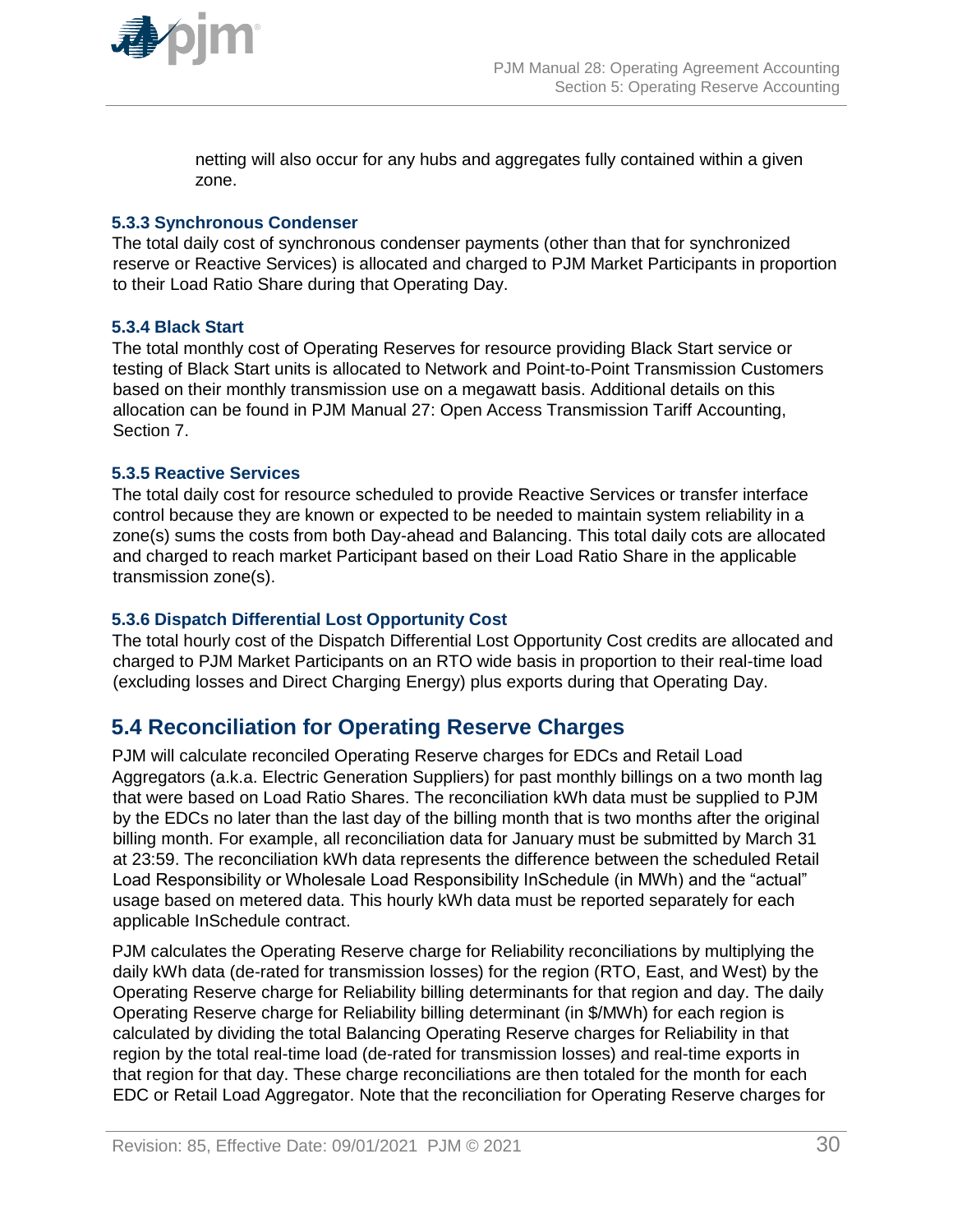netting will also occur for any hubs and aggregates fully contained within a given zone.

### 5.3.3 Synchronous Condenser

The total daily cost of synchronous condenser payments (other than that for synchronized reserve or Reactive Services) is allocated and charged to PJM Market Participants in proportion to their Load Ratio Share during that Operating Day.

### 5.3.4 Black Start

The total monthly cost of Operating Reserves for resource providing Black Start service or testing of Black Start units is allocated to Network and Point-to-Point Transmission Customers based on their monthly transmission use on a megawatt basis. Additional details on this allocation can be found in PJM Manual 27: Open Access Transmission Tariff Accounting, Section 7.

### 5.3.5 Reactive Services

The total daily cost for resource scheduled to provide Reactive Services or transfer interface control because they are known or expected to be needed to maintain system reliability in a zone(s) sums the costs from both Day-ahead and Balancing. This total daily cots are allocated and charged to reach market Participant based on their Load Ratio Share in the applicable transmission zone(s).

### 5.3.6 Dispatch Differential Lost Opportunity Cost

The total hourly cost of the Dispatch Differential Lost Opportunity Cost credits are allocated and charged to PJM Market Participants on an RTO wide basis in proportion to their real-time load (excluding losses and Direct Charging Energy) plus exports during that Operating Day.

## 5.4 Reconciliation for Operating Reserve Charges

PJM will calculate reconciled Operating Reserve charges for EDCs and Retail Load Aggregators (a.k.a. Electric Generation Suppliers) for past monthly billings on a two month lag that were based on Load Ratio Shares. The reconciliation kWh data must be supplied to PJM by the EDCs no later than the last day of the billing month that is two months after the original billing month. For example, all reconciliation data for January must be submitted by March 31 at 23:59. The reconciliation kWh data represents the difference between the scheduled Retail Load Responsibility or Wholesale Load Responsibility InSchedule (in MWh) and the "actual" usage based on metered data. This hourly kWh data must be reported separately for each applicable InSchedule contract.

PJM calculates the Operating Reserve charge for Reliability reconciliations by multiplying the daily kWh data (de-rated for transmission losses) for the region (RTO, East, and West) by the Operating Reserve charge for Reliability billing determinants for that region and day. The daily Operating Reserve charge for Reliability billing determinant (in $/MWh) for each region is calculated by dividing the total Balancing Operating Reserve charges for Reliability in that region by the total real-time load (de-rated for transmission losses) and real-time exports in that region for that day. These charge reconciliations are then totaled for the month for each EDC or Retail Load Aggregator. Note that the reconciliation for Operating Reserve charges for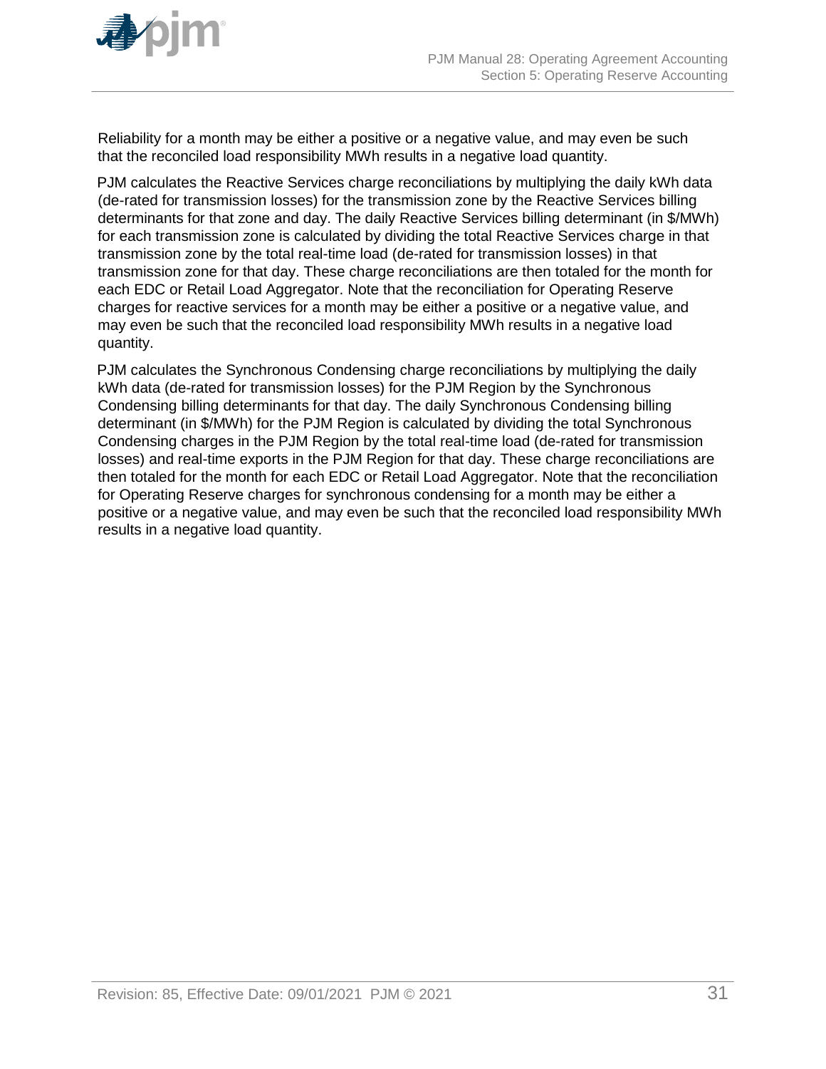Reliability for a month may be either a positive or a negative value, and may even be such that the reconciled load responsibility MWh results in a negative load quantity.

PJM calculates the Reactive Services charge reconciliations by multiplying the daily kWh data (de-rated for transmission losses) for the transmission zone by the Reactive Services billing determinants for that zone and day. The daily Reactive Services billing determinant (in $/MWh) for each transmission zone is calculated by dividing the total Reactive Services charge in that transmission zone by the total real-time load (de-rated for transmission losses) in that transmission zone for that day. These charge reconciliations are then totaled for the month for each EDC or Retail Load Aggregator. Note that the reconciliation for Operating Reserve charges for reactive services for a month may be either a positive or a negative value, and may even be such that the reconciled load responsibility MWh results in a negative load quantity.

PJM calculates the Synchronous Condensing charge reconciliations by multiplying the daily kWh data (de-rated for transmission losses) for the PJM Region by the Synchronous Condensing billing determinants for that day. The daily Synchronous Condensing billing determinant (in $/MWh) for the PJM Region is calculated by dividing the total Synchronous Condensing charges in the PJM Region by the total real-time load (de-rated for transmission losses) and real-time exports in the PJM Region for that day. These charge reconciliations are then totaled for the month for each EDC or Retail Load Aggregator. Note that the reconciliation for Operating Reserve charges for synchronous condensing for a month may be either a positive or a negative value, and may even be such that the reconciled load responsibility MWh results in a negative load quantity.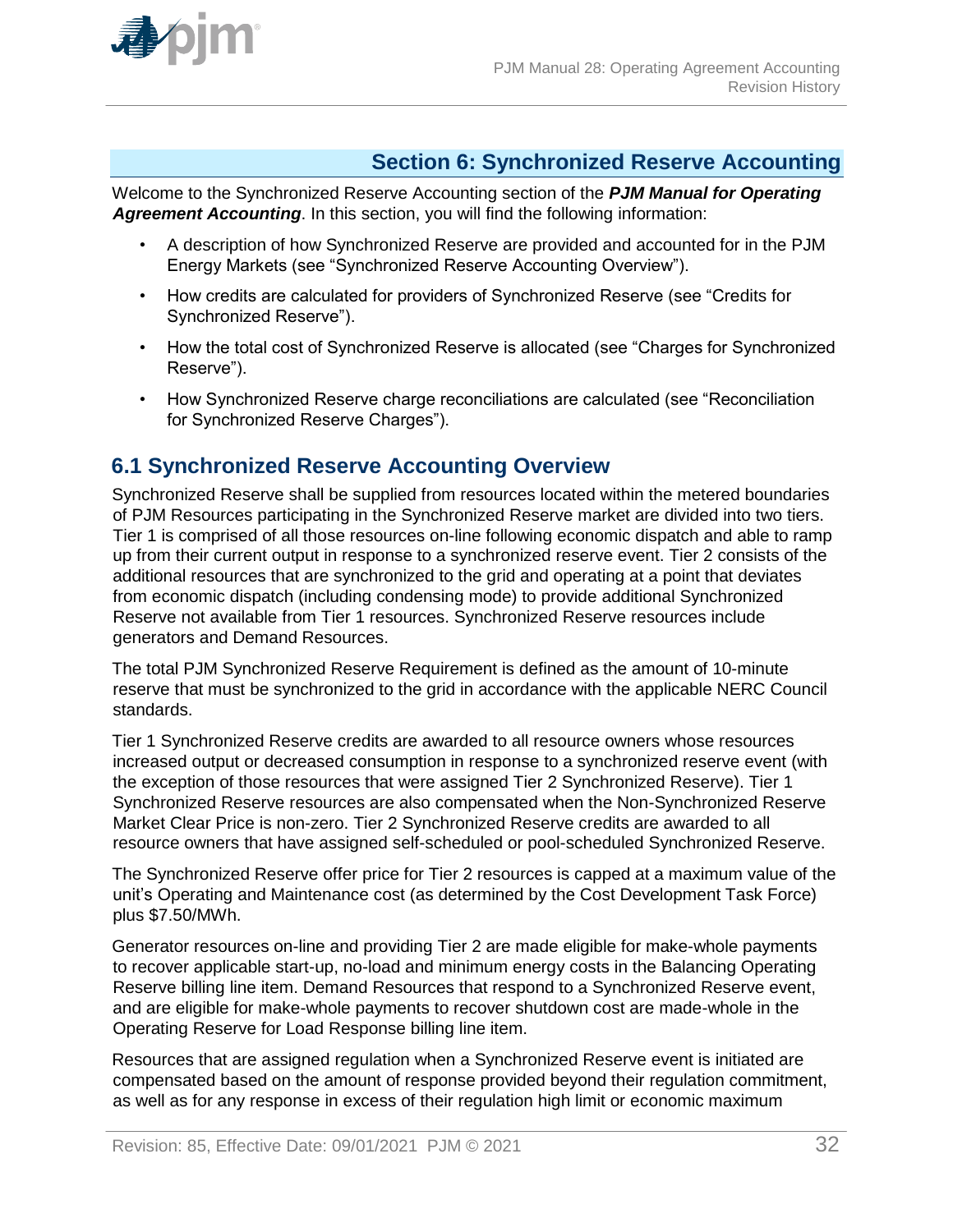# Section 6: Synchronized Reserve Accounting

Welcome to the Synchronized Reserve Accounting section of the ***PJM Manual for Operating Agreement Accounting***. In this section, you will find the following information:

- A description of how Synchronized Reserve are provided and accounted for in the PJM Energy Markets (see "Synchronized Reserve Accounting Overview").
- How credits are calculated for providers of Synchronized Reserve (see "Credits for Synchronized Reserve").
- How the total cost of Synchronized Reserve is allocated (see "Charges for Synchronized Reserve").
- How Synchronized Reserve charge reconciliations are calculated (see "Reconciliation for Synchronized Reserve Charges").

## 6.1 Synchronized Reserve Accounting Overview

Synchronized Reserve shall be supplied from resources located within the metered boundaries of PJM Resources participating in the Synchronized Reserve market are divided into two tiers. Tier 1 is comprised of all those resources on-line following economic dispatch and able to ramp up from their current output in response to a synchronized reserve event. Tier 2 consists of the additional resources that are synchronized to the grid and operating at a point that deviates from economic dispatch (including condensing mode) to provide additional Synchronized Reserve not available from Tier 1 resources. Synchronized Reserve resources include generators and Demand Resources.

The total PJM Synchronized Reserve Requirement is defined as the amount of 10-minute reserve that must be synchronized to the grid in accordance with the applicable NERC Council standards.

Tier 1 Synchronized Reserve credits are awarded to all resource owners whose resources increased output or decreased consumption in response to a synchronized reserve event (with the exception of those resources that were assigned Tier 2 Synchronized Reserve). Tier 1 Synchronized Reserve resources are also compensated when the Non-Synchronized Reserve Market Clear Price is non-zero. Tier 2 Synchronized Reserve credits are awarded to all resource owners that have assigned self-scheduled or pool-scheduled Synchronized Reserve.

The Synchronized Reserve offer price for Tier 2 resources is capped at a maximum value of the unit's Operating and Maintenance cost (as determined by the Cost Development Task Force) plus $7.50/MWh.

Generator resources on-line and providing Tier 2 are made eligible for make-whole payments to recover applicable start-up, no-load and minimum energy costs in the Balancing Operating Reserve billing line item. Demand Resources that respond to a Synchronized Reserve event, and are eligible for make-whole payments to recover shutdown cost are made-whole in the Operating Reserve for Load Response billing line item.

Resources that are assigned regulation when a Synchronized Reserve event is initiated are compensated based on the amount of response provided beyond their regulation commitment, as well as for any response in excess of their regulation high limit or economic maximum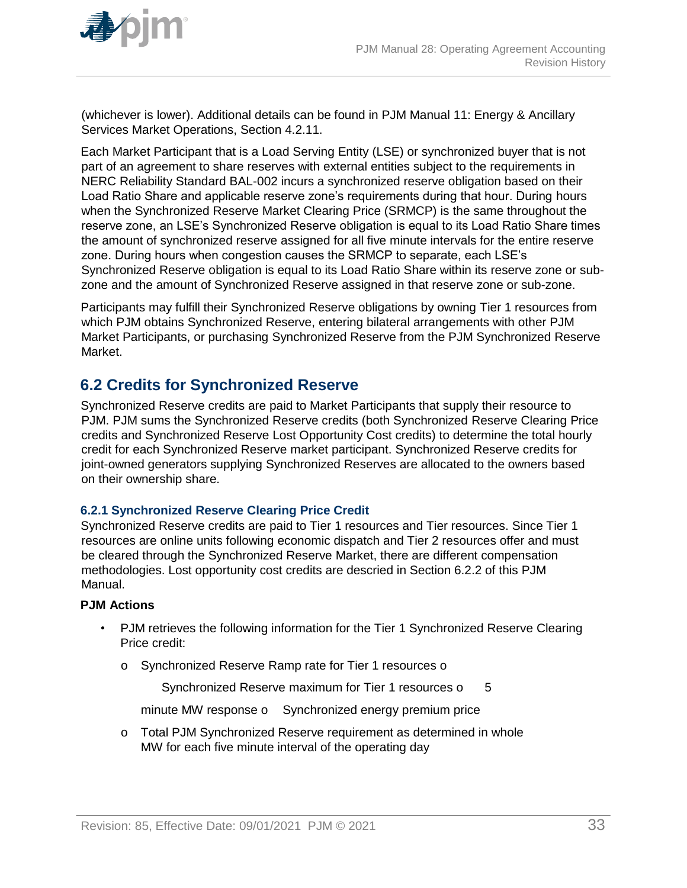(whichever is lower). Additional details can be found in PJM Manual 11: Energy & Ancillary Services Market Operations, Section 4.2.11.

Each Market Participant that is a Load Serving Entity (LSE) or synchronized buyer that is not part of an agreement to share reserves with external entities subject to the requirements in NERC Reliability Standard BAL-002 incurs a synchronized reserve obligation based on their Load Ratio Share and applicable reserve zone's requirements during that hour. During hours when the Synchronized Reserve Market Clearing Price (SRMCP) is the same throughout the reserve zone, an LSE's Synchronized Reserve obligation is equal to its Load Ratio Share times the amount of synchronized reserve assigned for all five minute intervals for the entire reserve zone. During hours when congestion causes the SRMCP to separate, each LSE's Synchronized Reserve obligation is equal to its Load Ratio Share within its reserve zone or sub-zone and the amount of Synchronized Reserve assigned in that reserve zone or sub-zone.

Participants may fulfill their Synchronized Reserve obligations by owning Tier 1 resources from which PJM obtains Synchronized Reserve, entering bilateral arrangements with other PJM Market Participants, or purchasing Synchronized Reserve from the PJM Synchronized Reserve Market.

## 6.2 Credits for Synchronized Reserve

Synchronized Reserve credits are paid to Market Participants that supply their resource to PJM. PJM sums the Synchronized Reserve credits (both Synchronized Reserve Clearing Price credits and Synchronized Reserve Lost Opportunity Cost credits) to determine the total hourly credit for each Synchronized Reserve market participant. Synchronized Reserve credits for joint-owned generators supplying Synchronized Reserves are allocated to the owners based on their ownership share.

### 6.2.1 Synchronized Reserve Clearing Price Credit

Synchronized Reserve credits are paid to Tier 1 resources and Tier resources. Since Tier 1 resources are online units following economic dispatch and Tier 2 resources offer and must be cleared through the Synchronized Reserve Market, there are different compensation methodologies. Lost opportunity cost credits are descried in Section 6.2.2 of this PJM Manual.

**PJM Actions**

- PJM retrieves the following information for the Tier 1 Synchronized Reserve Clearing Price credit:
  - Synchronized Reserve Ramp rate for Tier 1 resources
  - Synchronized Reserve maximum for Tier 1 resources
  - 5 minute MW response
  - Synchronized energy premium price
  - Total PJM Synchronized Reserve requirement as determined in whole MW for each five minute interval of the operating day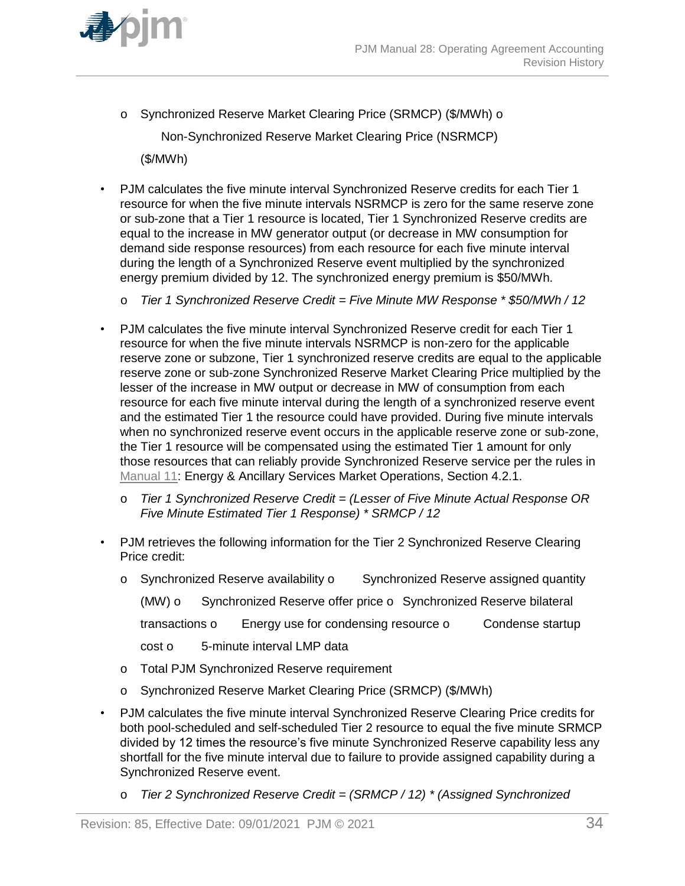- Synchronized Reserve Market Clearing Price (SRMCP) ($/MWh)
  - Non-Synchronized Reserve Market Clearing Price (NSRMCP) ($/MWh)

- PJM calculates the five minute interval Synchronized Reserve credits for each Tier 1 resource for when the five minute intervals NSRMCP is zero for the same reserve zone or sub-zone that a Tier 1 resource is located, Tier 1 Synchronized Reserve credits are equal to the increase in MW generator output (or decrease in MW consumption for demand side response resources) from each resource for each five minute interval during the length of a Synchronized Reserve event multiplied by the synchronized energy premium divided by 12. The synchronized energy premium is $50/MWh.
  - *Tier 1 Synchronized Reserve Credit = Five Minute MW Response * $50/MWh / 12*

- PJM calculates the five minute interval Synchronized Reserve credit for each Tier 1 resource for when the five minute intervals NSRMCP is non-zero for the applicable reserve zone or subzone, Tier 1 synchronized reserve credits are equal to the applicable reserve zone or sub-zone Synchronized Reserve Market Clearing Price multiplied by the lesser of the increase in MW output or decrease in MW of consumption from each resource for each five minute interval during the length of a synchronized reserve event and the estimated Tier 1 the resource could have provided. During five minute intervals when no synchronized reserve event occurs in the applicable reserve zone or sub-zone, the Tier 1 resource will be compensated using the estimated Tier 1 amount for only those resources that can reliably provide Synchronized Reserve service per the rules in Manual 11: Energy & Ancillary Services Market Operations, Section 4.2.1.
  - *Tier 1 Synchronized Reserve Credit = (Lesser of Five Minute Actual Response OR Five Minute Estimated Tier 1 Response) * SRMCP / 12*

- PJM retrieves the following information for the Tier 2 Synchronized Reserve Clearing Price credit:
  - Synchronized Reserve availability
  - Synchronized Reserve assigned quantity (MW)
  - Synchronized Reserve offer price
  - Synchronized Reserve bilateral transactions
  - Energy use for condensing resource
  - Condense startup cost
  - 5-minute interval LMP data
  - Total PJM Synchronized Reserve requirement
  - Synchronized Reserve Market Clearing Price (SRMCP) ($/MWh)

- PJM calculates the five minute interval Synchronized Reserve Clearing Price credits for both pool-scheduled and self-scheduled Tier 2 resource to equal the five minute SRMCP divided by 12 times the resource's five minute Synchronized Reserve capability less any shortfall for the five minute interval due to failure to provide assigned capability during a Synchronized Reserve event.
  - *Tier 2 Synchronized Reserve Credit = (SRMCP / 12) * (Assigned Synchronized*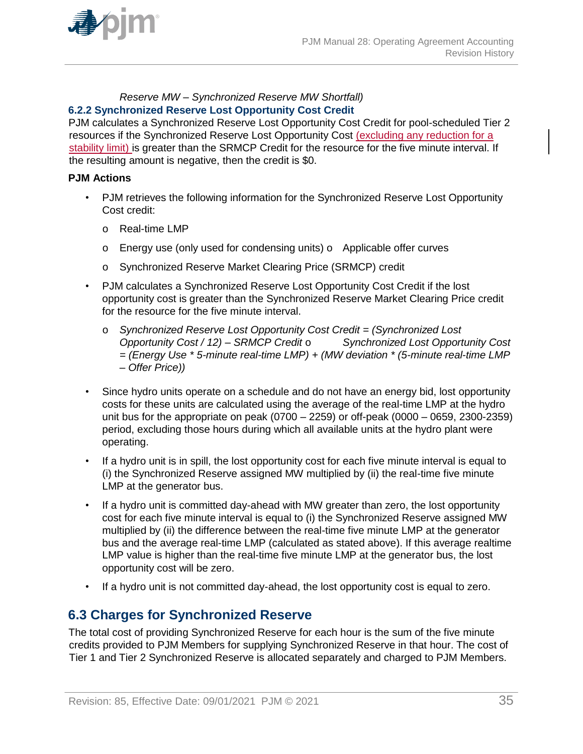*Reserve MW – Synchronized Reserve MW Shortfall)*

### 6.2.2 Synchronized Reserve Lost Opportunity Cost Credit

PJM calculates a Synchronized Reserve Lost Opportunity Cost Credit for pool-scheduled Tier 2 resources if the Synchronized Reserve Lost Opportunity Cost (excluding any reduction for a stability limit) is greater than the SRMCP Credit for the resource for the five minute interval. If the resulting amount is negative, then the credit is $0.

**PJM Actions**

- PJM retrieves the following information for the Synchronized Reserve Lost Opportunity Cost credit:
  - Real-time LMP
  - Energy use (only used for condensing units)
  - Applicable offer curves
  - Synchronized Reserve Market Clearing Price (SRMCP) credit
- PJM calculates a Synchronized Reserve Lost Opportunity Cost Credit if the lost opportunity cost is greater than the Synchronized Reserve Market Clearing Price credit for the resource for the five minute interval.
  - *Synchronized Reserve Lost Opportunity Cost Credit = (Synchronized Lost Opportunity Cost / 12) – SRMCP Credit*
  - *Synchronized Lost Opportunity Cost = (Energy Use * 5-minute real-time LMP) + (MW deviation * (5-minute real-time LMP – Offer Price))*
- Since hydro units operate on a schedule and do not have an energy bid, lost opportunity costs for these units are calculated using the average of the real-time LMP at the hydro unit bus for the appropriate on peak (0700 – 2259) or off-peak (0000 – 0659, 2300-2359) period, excluding those hours during which all available units at the hydro plant were operating.
- If a hydro unit is in spill, the lost opportunity cost for each five minute interval is equal to (i) the Synchronized Reserve assigned MW multiplied by (ii) the real-time five minute LMP at the generator bus.
- If a hydro unit is committed day-ahead with MW greater than zero, the lost opportunity cost for each five minute interval is equal to (i) the Synchronized Reserve assigned MW multiplied by (ii) the difference between the real-time five minute LMP at the generator bus and the average real-time LMP (calculated as stated above). If this average realtime LMP value is higher than the real-time five minute LMP at the generator bus, the lost opportunity cost will be zero.
- If a hydro unit is not committed day-ahead, the lost opportunity cost is equal to zero.

## 6.3 Charges for Synchronized Reserve

The total cost of providing Synchronized Reserve for each hour is the sum of the five minute credits provided to PJM Members for supplying Synchronized Reserve in that hour. The cost of Tier 1 and Tier 2 Synchronized Reserve is allocated separately and charged to PJM Members.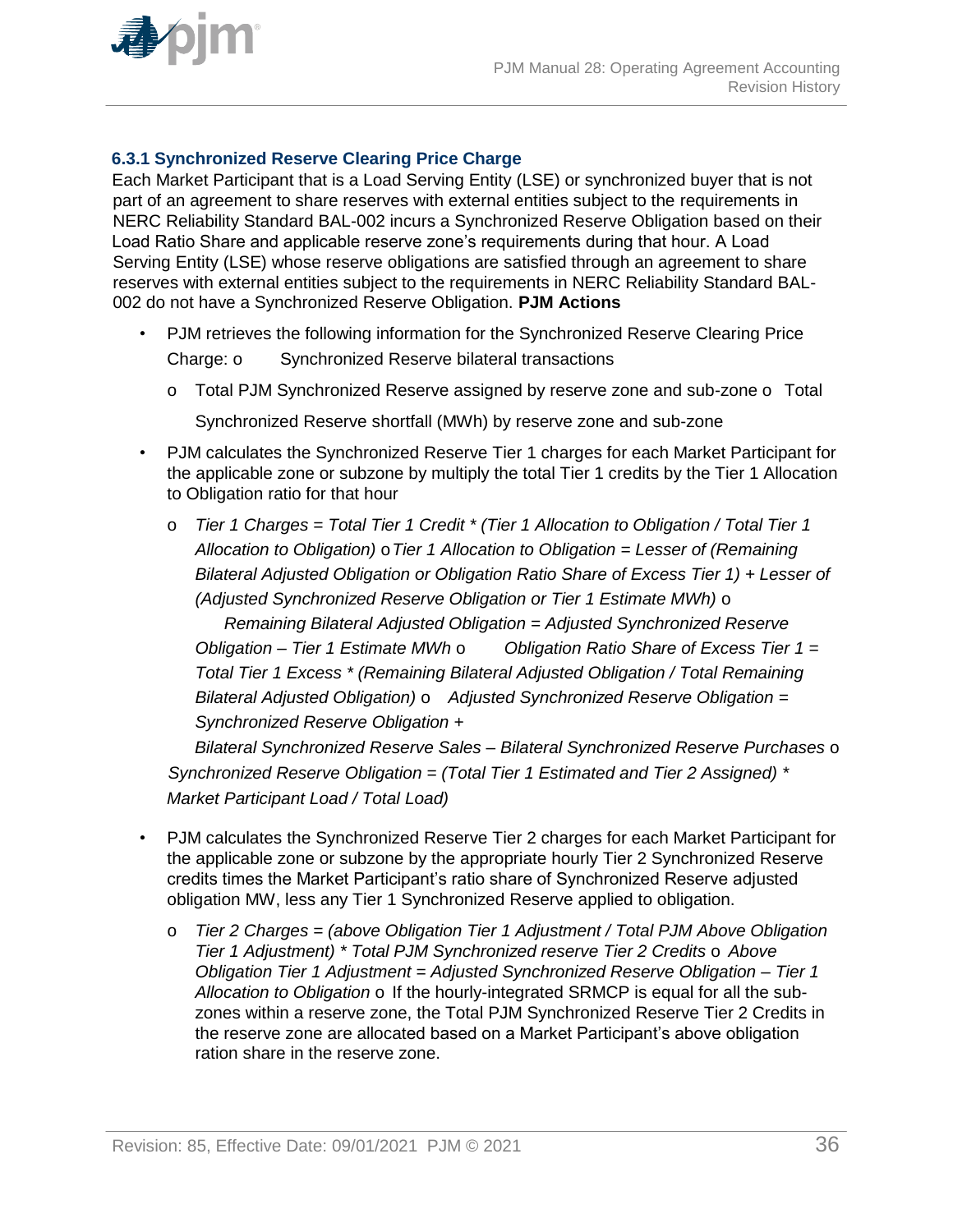### 6.3.1 Synchronized Reserve Clearing Price Charge

Each Market Participant that is a Load Serving Entity (LSE) or synchronized buyer that is not part of an agreement to share reserves with external entities subject to the requirements in NERC Reliability Standard BAL-002 incurs a Synchronized Reserve Obligation based on their Load Ratio Share and applicable reserve zone's requirements during that hour. A Load Serving Entity (LSE) whose reserve obligations are satisfied through an agreement to share reserves with external entities subject to the requirements in NERC Reliability Standard BAL-002 do not have a Synchronized Reserve Obligation. **PJM Actions**

- PJM retrieves the following information for the Synchronized Reserve Clearing Price Charge:
  - Synchronized Reserve bilateral transactions
  - Total PJM Synchronized Reserve assigned by reserve zone and sub-zone
  - Total Synchronized Reserve shortfall (MWh) by reserve zone and sub-zone
- PJM calculates the Synchronized Reserve Tier 1 charges for each Market Participant for the applicable zone or subzone by multiply the total Tier 1 credits by the Tier 1 Allocation to Obligation ratio for that hour
  - *Tier 1 Charges = Total Tier 1 Credit * (Tier 1 Allocation to Obligation / Total Tier 1 Allocation to Obligation)*
  - *Tier 1 Allocation to Obligation = Lesser of (Remaining Bilateral Adjusted Obligation or Obligation Ratio Share of Excess Tier 1) + Lesser of (Adjusted Synchronized Reserve Obligation or Tier 1 Estimate MWh)*
  - *Remaining Bilateral Adjusted Obligation = Adjusted Synchronized Reserve Obligation – Tier 1 Estimate MWh*
  - *Obligation Ratio Share of Excess Tier 1 = Total Tier 1 Excess * (Remaining Bilateral Adjusted Obligation / Total Remaining Bilateral Adjusted Obligation)*
  - *Adjusted Synchronized Reserve Obligation = Synchronized Reserve Obligation + Bilateral Synchronized Reserve Sales – Bilateral Synchronized Reserve Purchases*
  - *Synchronized Reserve Obligation = (Total Tier 1 Estimated and Tier 2 Assigned) * Market Participant Load / Total Load)*
- PJM calculates the Synchronized Reserve Tier 2 charges for each Market Participant for the applicable zone or subzone by the appropriate hourly Tier 2 Synchronized Reserve credits times the Market Participant's ratio share of Synchronized Reserve adjusted obligation MW, less any Tier 1 Synchronized Reserve applied to obligation.
  - *Tier 2 Charges = (above Obligation Tier 1 Adjustment / Total PJM Above Obligation Tier 1 Adjustment) * Total PJM Synchronized reserve Tier 2 Credits*
  - *Above Obligation Tier 1 Adjustment = Adjusted Synchronized Reserve Obligation – Tier 1 Allocation to Obligation*
  - If the hourly-integrated SRMCP is equal for all the sub-zones within a reserve zone, the Total PJM Synchronized Reserve Tier 2 Credits in the reserve zone are allocated based on a Market Participant's above obligation ration share in the reserve zone.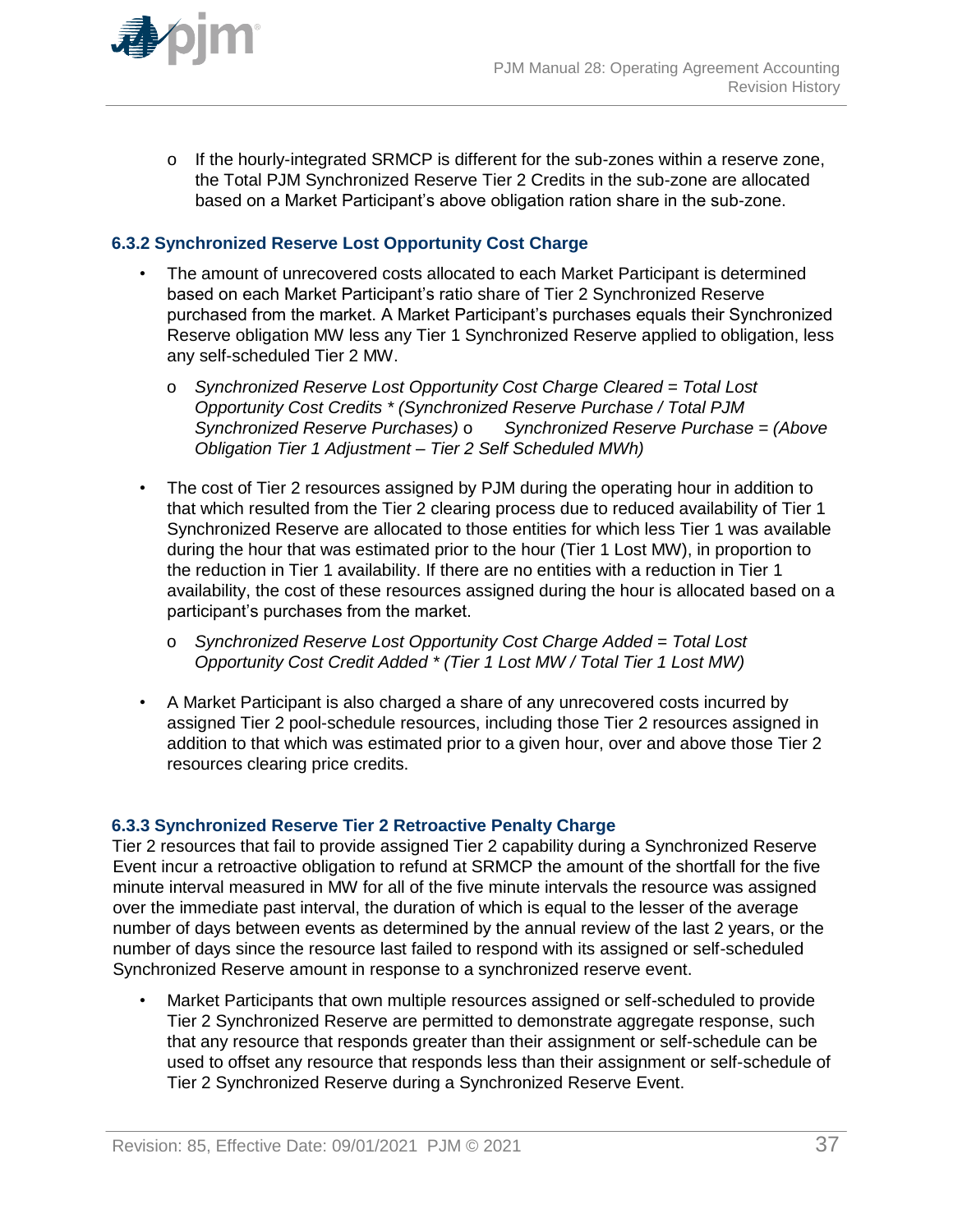- If the hourly-integrated SRMCP is different for the sub-zones within a reserve zone, the Total PJM Synchronized Reserve Tier 2 Credits in the sub-zone are allocated based on a Market Participant's above obligation ration share in the sub-zone.

### 6.3.2 Synchronized Reserve Lost Opportunity Cost Charge

- The amount of unrecovered costs allocated to each Market Participant is determined based on each Market Participant's ratio share of Tier 2 Synchronized Reserve purchased from the market. A Market Participant's purchases equals their Synchronized Reserve obligation MW less any Tier 1 Synchronized Reserve applied to obligation, less any self-scheduled Tier 2 MW.
  - *Synchronized Reserve Lost Opportunity Cost Charge Cleared = Total Lost Opportunity Cost Credits * (Synchronized Reserve Purchase / Total PJM Synchronized Reserve Purchases)* o *Synchronized Reserve Purchase = (Above Obligation Tier 1 Adjustment – Tier 2 Self Scheduled MWh)*
- The cost of Tier 2 resources assigned by PJM during the operating hour in addition to that which resulted from the Tier 2 clearing process due to reduced availability of Tier 1 Synchronized Reserve are allocated to those entities for which less Tier 1 was available during the hour that was estimated prior to the hour (Tier 1 Lost MW), in proportion to the reduction in Tier 1 availability. If there are no entities with a reduction in Tier 1 availability, the cost of these resources assigned during the hour is allocated based on a participant's purchases from the market.
  - *Synchronized Reserve Lost Opportunity Cost Charge Added = Total Lost Opportunity Cost Credit Added * (Tier 1 Lost MW / Total Tier 1 Lost MW)*
- A Market Participant is also charged a share of any unrecovered costs incurred by assigned Tier 2 pool-schedule resources, including those Tier 2 resources assigned in addition to that which was estimated prior to a given hour, over and above those Tier 2 resources clearing price credits.

### 6.3.3 Synchronized Reserve Tier 2 Retroactive Penalty Charge

Tier 2 resources that fail to provide assigned Tier 2 capability during a Synchronized Reserve Event incur a retroactive obligation to refund at SRMCP the amount of the shortfall for the five minute interval measured in MW for all of the five minute intervals the resource was assigned over the immediate past interval, the duration of which is equal to the lesser of the average number of days between events as determined by the annual review of the last 2 years, or the number of days since the resource last failed to respond with its assigned or self-scheduled Synchronized Reserve amount in response to a synchronized reserve event.

- Market Participants that own multiple resources assigned or self-scheduled to provide Tier 2 Synchronized Reserve are permitted to demonstrate aggregate response, such that any resource that responds greater than their assignment or self-schedule can be used to offset any resource that responds less than their assignment or self-schedule of Tier 2 Synchronized Reserve during a Synchronized Reserve Event.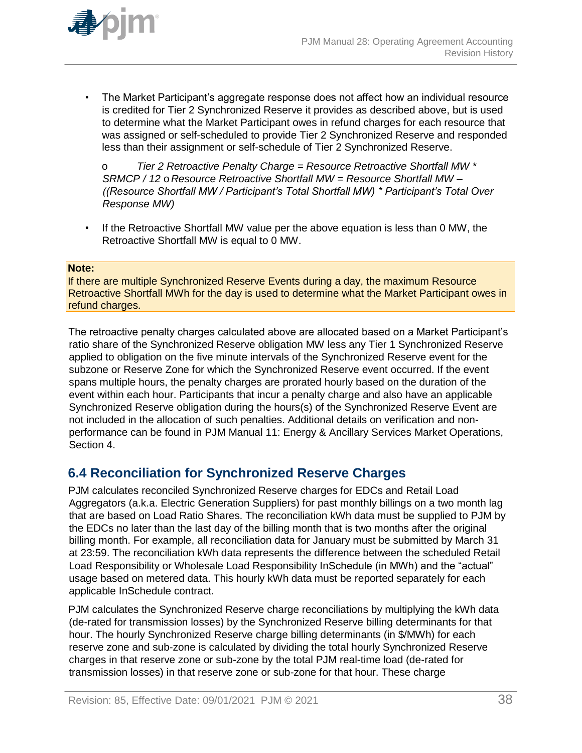- The Market Participant's aggregate response does not affect how an individual resource is credited for Tier 2 Synchronized Reserve it provides as described above, but is used to determine what the Market Participant owes in refund charges for each resource that was assigned or self-scheduled to provide Tier 2 Synchronized Reserve and responded less than their assignment or self-schedule of Tier 2 Synchronized Reserve.

  - *Tier 2 Retroactive Penalty Charge = Resource Retroactive Shortfall MW * SRMCP / 12*
  - *Resource Retroactive Shortfall MW = Resource Shortfall MW – ((Resource Shortfall MW / Participant's Total Shortfall MW) * Participant's Total Over Response MW)*

- If the Retroactive Shortfall MW value per the above equation is less than 0 MW, the Retroactive Shortfall MW is equal to 0 MW.

**Note:**
If there are multiple Synchronized Reserve Events during a day, the maximum Resource Retroactive Shortfall MWh for the day is used to determine what the Market Participant owes in refund charges.

The retroactive penalty charges calculated above are allocated based on a Market Participant's ratio share of the Synchronized Reserve obligation MW less any Tier 1 Synchronized Reserve applied to obligation on the five minute intervals of the Synchronized Reserve event for the subzone or Reserve Zone for which the Synchronized Reserve event occurred. If the event spans multiple hours, the penalty charges are prorated hourly based on the duration of the event within each hour. Participants that incur a penalty charge and also have an applicable Synchronized Reserve obligation during the hours(s) of the Synchronized Reserve Event are not included in the allocation of such penalties. Additional details on verification and non-performance can be found in PJM Manual 11: Energy & Ancillary Services Market Operations, Section 4.

## 6.4 Reconciliation for Synchronized Reserve Charges

PJM calculates reconciled Synchronized Reserve charges for EDCs and Retail Load Aggregators (a.k.a. Electric Generation Suppliers) for past monthly billings on a two month lag that are based on Load Ratio Shares. The reconciliation kWh data must be supplied to PJM by the EDCs no later than the last day of the billing month that is two months after the original billing month. For example, all reconciliation data for January must be submitted by March 31 at 23:59. The reconciliation kWh data represents the difference between the scheduled Retail Load Responsibility or Wholesale Load Responsibility InSchedule (in MWh) and the "actual" usage based on metered data. This hourly kWh data must be reported separately for each applicable InSchedule contract.

PJM calculates the Synchronized Reserve charge reconciliations by multiplying the kWh data (de-rated for transmission losses) by the Synchronized Reserve billing determinants for that hour. The hourly Synchronized Reserve charge billing determinants (in \$/MWh) for each reserve zone and sub-zone is calculated by dividing the total hourly Synchronized Reserve charges in that reserve zone or sub-zone by the total PJM real-time load (de-rated for transmission losses) in that reserve zone or sub-zone for that hour. These charge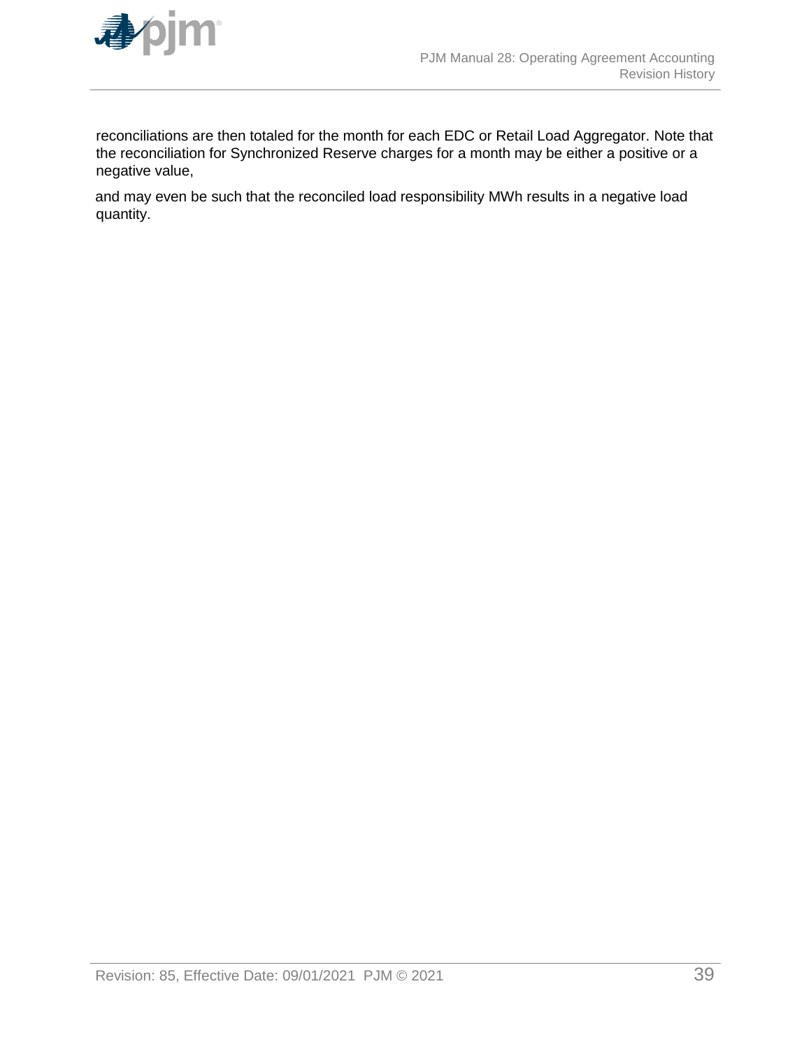reconciliations are then totaled for the month for each EDC or Retail Load Aggregator. Note that the reconciliation for Synchronized Reserve charges for a month may be either a positive or a negative value,

and may even be such that the reconciled load responsibility MWh results in a negative load quantity.